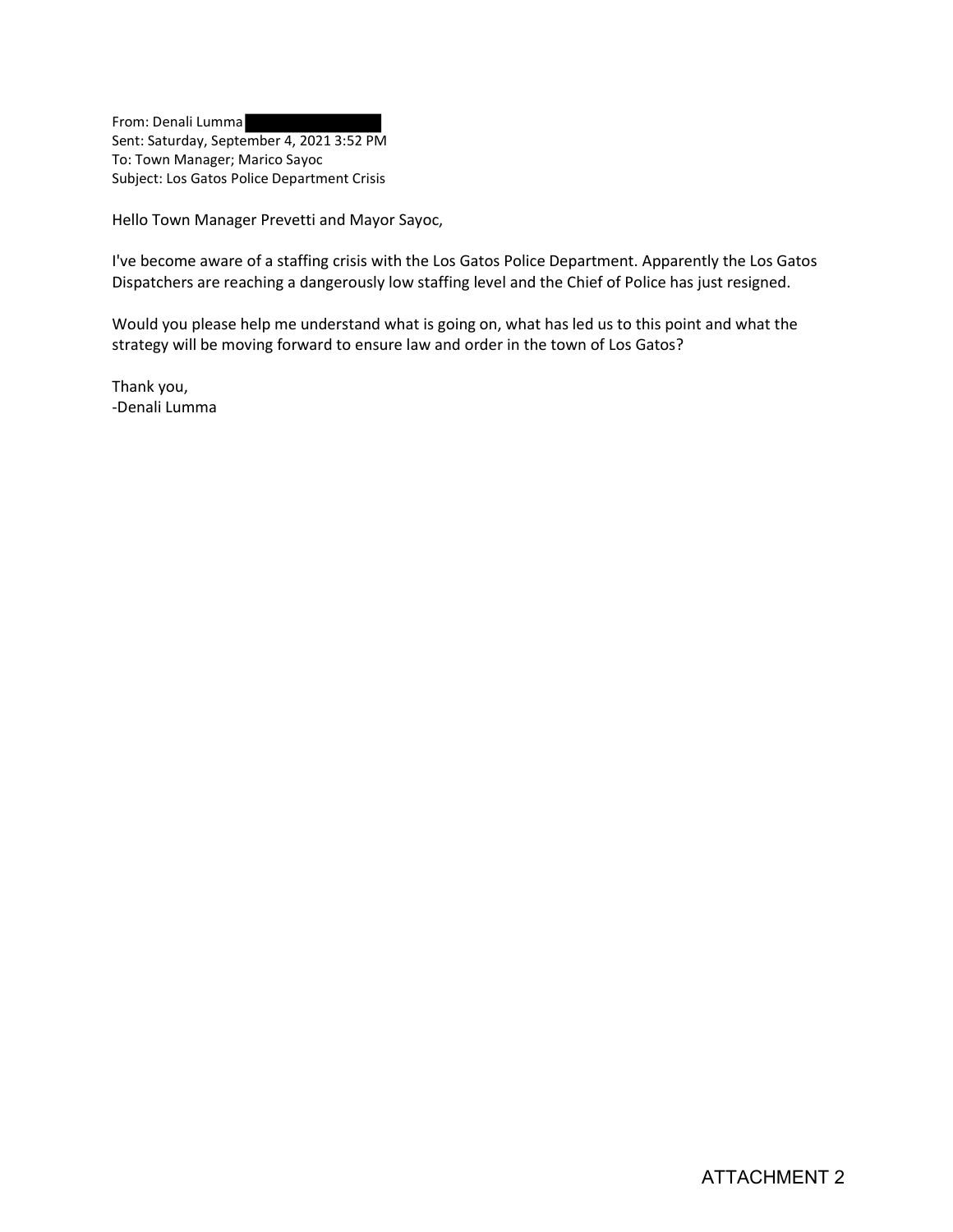From: Denali Lumma
Sent: Saturday, September 4, 2021 3:52 PM
To: Town Manager; Marico Sayoc
Subject: Los Gatos Police Department Crisis

Hello Town Manager Prevetti and Mayor Sayoc,

I've become aware of a staffing crisis with the Los Gatos Police Department. Apparently the Los Gatos Dispatchers are reaching a dangerously low staffing level and the Chief of Police has just resigned.

Would you please help me understand what is going on, what has led us to this point and what the strategy will be moving forward to ensure law and order in the town of Los Gatos?

Thank you,
-Denali Lumma

ATTACHMENT 2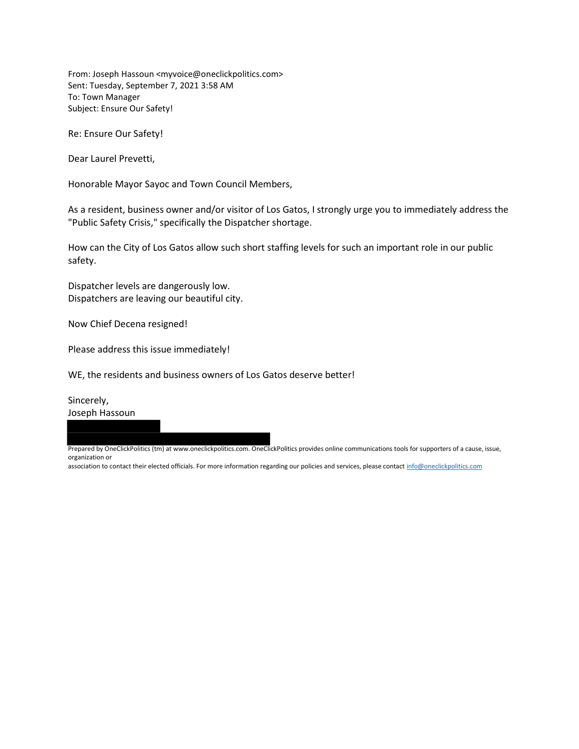From: Joseph Hassoun <myvoice@oneclickpolitics.com>
Sent: Tuesday, September 7, 2021 3:58 AM
To: Town Manager
Subject: Ensure Our Safety!

Re: Ensure Our Safety!

Dear Laurel Prevetti,

Honorable Mayor Sayoc and Town Council Members,

As a resident, business owner and/or visitor of Los Gatos, I strongly urge you to immediately address the "Public Safety Crisis," specifically the Dispatcher shortage.

How can the City of Los Gatos allow such short staffing levels for such an important role in our public safety.

Dispatcher levels are dangerously low.
Dispatchers are leaving our beautiful city.

Now Chief Decena resigned!

Please address this issue immediately!

WE, the residents and business owners of Los Gatos deserve better!

Sincerely,
Joseph Hassoun

Prepared by OneClickPolitics (tm) at www.oneclickpolitics.com. OneClickPolitics provides online communications tools for supporters of a cause, issue, organization or
association to contact their elected officials. For more information regarding our policies and services, please contact info@oneclickpolitics.com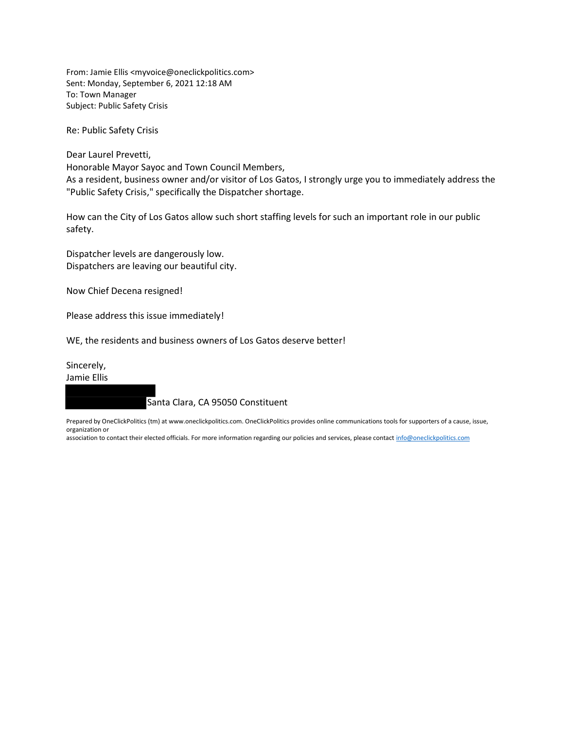From: Jamie Ellis <myvoice@oneclickpolitics.com>
Sent: Monday, September 6, 2021 12:18 AM
To: Town Manager
Subject: Public Safety Crisis

Re: Public Safety Crisis

Dear Laurel Prevetti,
Honorable Mayor Sayoc and Town Council Members,
As a resident, business owner and/or visitor of Los Gatos, I strongly urge you to immediately address the "Public Safety Crisis," specifically the Dispatcher shortage.

How can the City of Los Gatos allow such short staffing levels for such an important role in our public safety.

Dispatcher levels are dangerously low.
Dispatchers are leaving our beautiful city.

Now Chief Decena resigned!

Please address this issue immediately!

WE, the residents and business owners of Los Gatos deserve better!

Sincerely,
Jamie Ellis
[REDACTED]
[REDACTED] Santa Clara, CA 95050 Constituent

Prepared by OneClickPolitics (tm) at www.oneclickpolitics.com. OneClickPolitics provides online communications tools for supporters of a cause, issue, organization or
association to contact their elected officials. For more information regarding our policies and services, please contact info@oneclickpolitics.com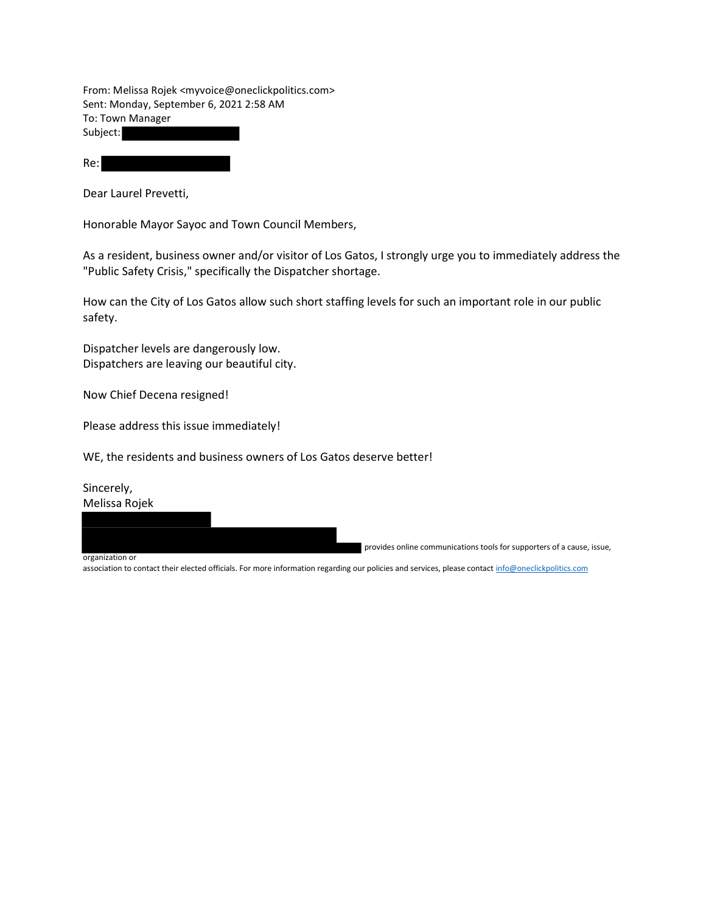From: Melissa Rojek <myvoice@oneclickpolitics.com>
Sent: Monday, September 6, 2021 2:58 AM
To: Town Manager
Subject:

Re:

Dear Laurel Prevetti,

Honorable Mayor Sayoc and Town Council Members,

As a resident, business owner and/or visitor of Los Gatos, I strongly urge you to immediately address the "Public Safety Crisis," specifically the Dispatcher shortage.

How can the City of Los Gatos allow such short staffing levels for such an important role in our public safety.

Dispatcher levels are dangerously low.
Dispatchers are leaving our beautiful city.

Now Chief Decena resigned!

Please address this issue immediately!

WE, the residents and business owners of Los Gatos deserve better!

Sincerely,
Melissa Rojek

provides online communications tools for supporters of a cause, issue, organization or association to contact their elected officials. For more information regarding our policies and services, please contact info@oneclickpolitics.com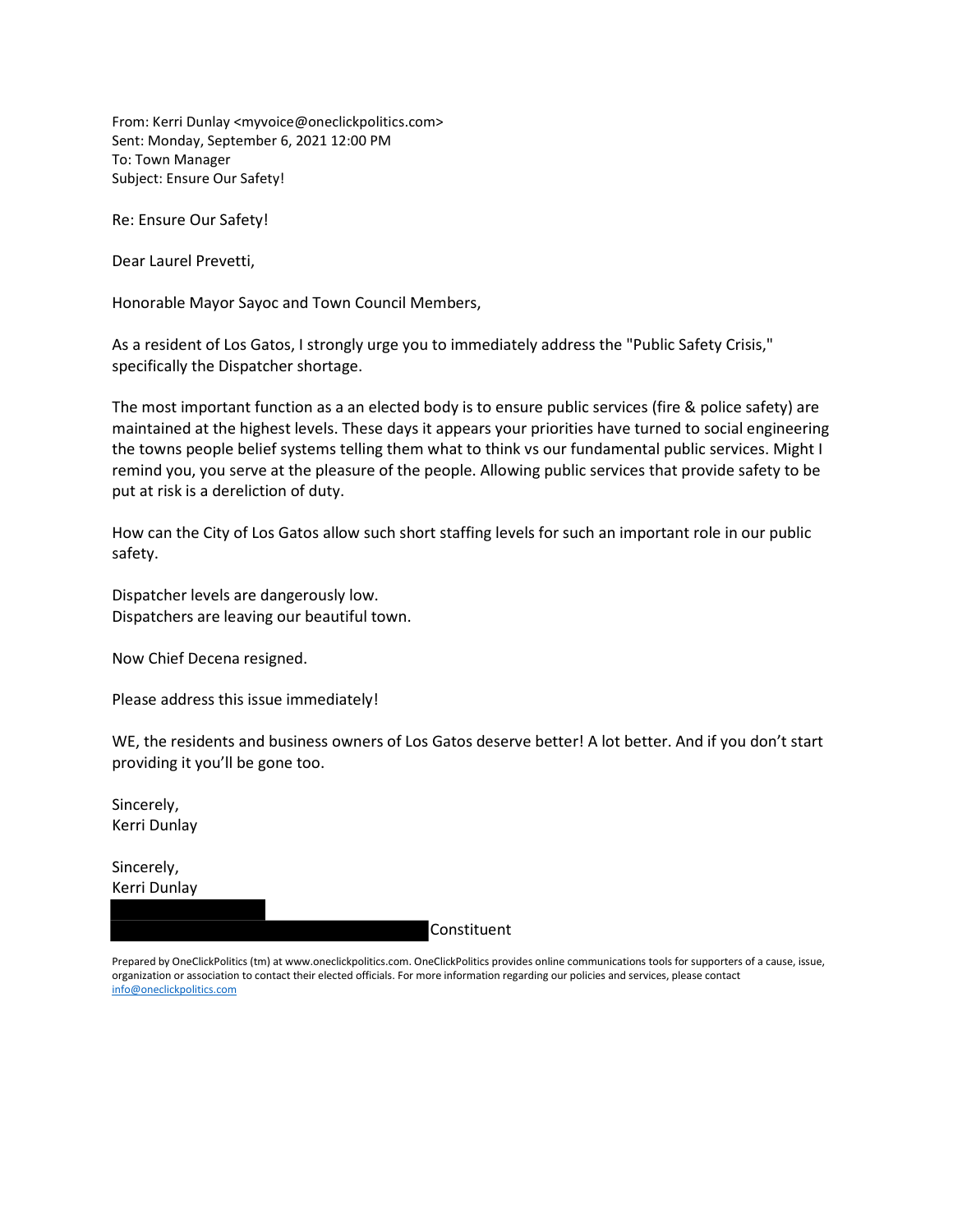From: Kerri Dunlay <myvoice@oneclickpolitics.com>
Sent: Monday, September 6, 2021 12:00 PM
To: Town Manager
Subject: Ensure Our Safety!

Re: Ensure Our Safety!

Dear Laurel Prevetti,

Honorable Mayor Sayoc and Town Council Members,

As a resident of Los Gatos, I strongly urge you to immediately address the "Public Safety Crisis," specifically the Dispatcher shortage.

The most important function as a an elected body is to ensure public services (fire & police safety) are maintained at the highest levels. These days it appears your priorities have turned to social engineering the towns people belief systems telling them what to think vs our fundamental public services. Might I remind you, you serve at the pleasure of the people. Allowing public services that provide safety to be put at risk is a dereliction of duty.

How can the City of Los Gatos allow such short staffing levels for such an important role in our public safety.

Dispatcher levels are dangerously low.
Dispatchers are leaving our beautiful town.

Now Chief Decena resigned.

Please address this issue immediately!

WE, the residents and business owners of Los Gatos deserve better! A lot better. And if you don't start providing it you'll be gone too.

Sincerely,
Kerri Dunlay

Sincerely,
Kerri Dunlay

Constituent

Prepared by OneClickPolitics (tm) at www.oneclickpolitics.com. OneClickPolitics provides online communications tools for supporters of a cause, issue, organization or association to contact their elected officials. For more information regarding our policies and services, please contact info@oneclickpolitics.com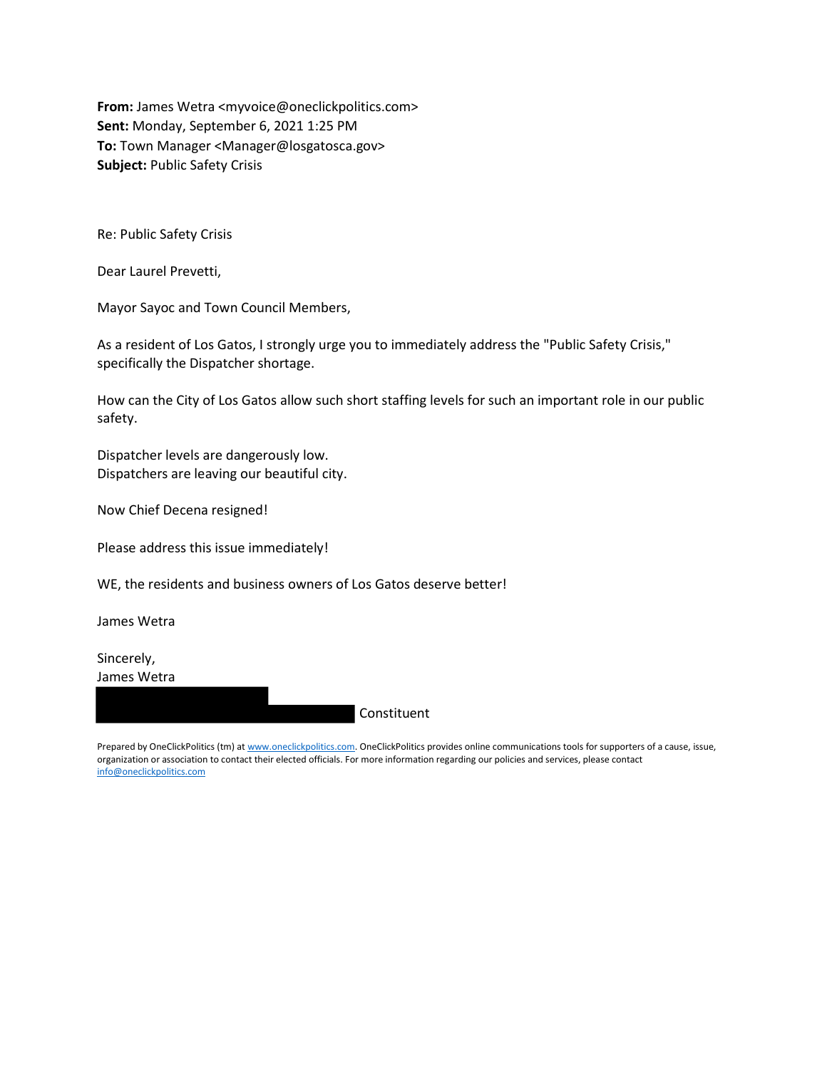**From:** James Wetra <myvoice@oneclickpolitics.com>
**Sent:** Monday, September 6, 2021 1:25 PM
**To:** Town Manager <Manager@losgatosca.gov>
**Subject:** Public Safety Crisis

Re: Public Safety Crisis

Dear Laurel Prevetti,

Mayor Sayoc and Town Council Members,

As a resident of Los Gatos, I strongly urge you to immediately address the "Public Safety Crisis," specifically the Dispatcher shortage.

How can the City of Los Gatos allow such short staffing levels for such an important role in our public safety.

Dispatcher levels are dangerously low.
Dispatchers are leaving our beautiful city.

Now Chief Decena resigned!

Please address this issue immediately!

WE, the residents and business owners of Los Gatos deserve better!

James Wetra

Sincerely,
James Wetra
[REDACTED] Constituent

Prepared by OneClickPolitics (tm) at www.oneclickpolitics.com. OneClickPolitics provides online communications tools for supporters of a cause, issue, organization or association to contact their elected officials. For more information regarding our policies and services, please contact info@oneclickpolitics.com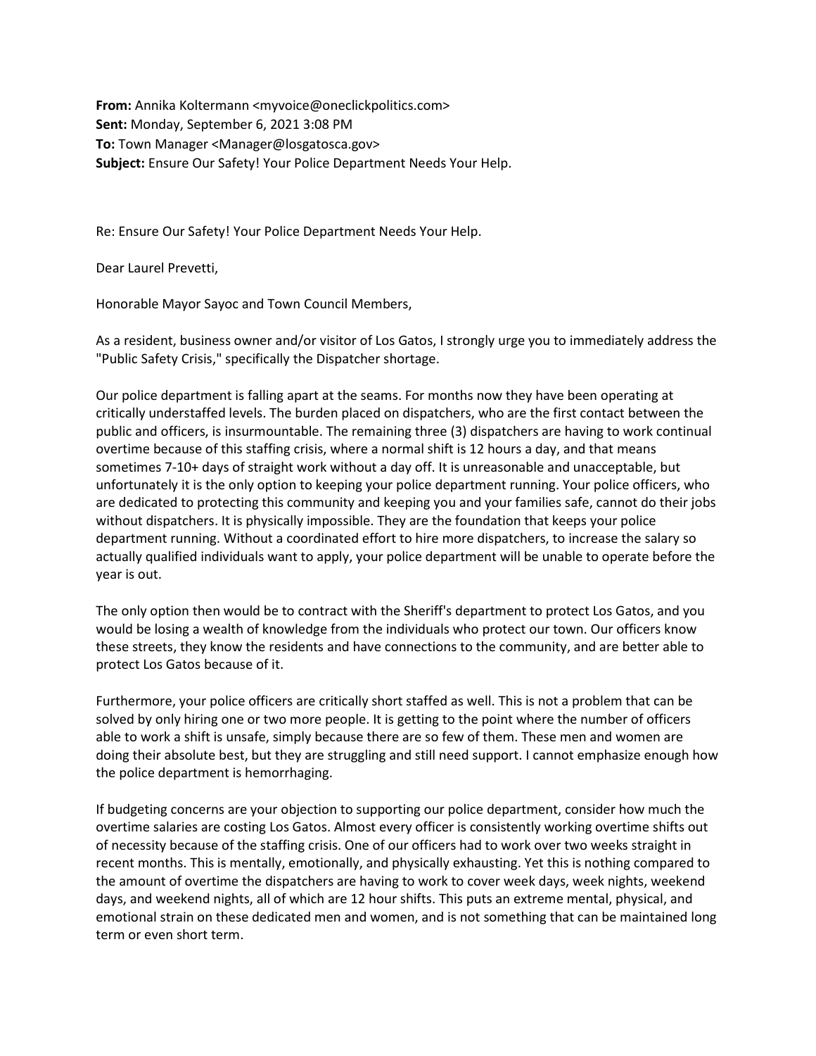**From:** Annika Koltermann <myvoice@oneclickpolitics.com>
**Sent:** Monday, September 6, 2021 3:08 PM
**To:** Town Manager <Manager@losgatosca.gov>
**Subject:** Ensure Our Safety! Your Police Department Needs Your Help.

Re: Ensure Our Safety! Your Police Department Needs Your Help.

Dear Laurel Prevetti,

Honorable Mayor Sayoc and Town Council Members,

As a resident, business owner and/or visitor of Los Gatos, I strongly urge you to immediately address the "Public Safety Crisis," specifically the Dispatcher shortage.

Our police department is falling apart at the seams. For months now they have been operating at critically understaffed levels. The burden placed on dispatchers, who are the first contact between the public and officers, is insurmountable. The remaining three (3) dispatchers are having to work continual overtime because of this staffing crisis, where a normal shift is 12 hours a day, and that means sometimes 7-10+ days of straight work without a day off. It is unreasonable and unacceptable, but unfortunately it is the only option to keeping your police department running. Your police officers, who are dedicated to protecting this community and keeping you and your families safe, cannot do their jobs without dispatchers. It is physically impossible. They are the foundation that keeps your police department running. Without a coordinated effort to hire more dispatchers, to increase the salary so actually qualified individuals want to apply, your police department will be unable to operate before the year is out.

The only option then would be to contract with the Sheriff's department to protect Los Gatos, and you would be losing a wealth of knowledge from the individuals who protect our town. Our officers know these streets, they know the residents and have connections to the community, and are better able to protect Los Gatos because of it.

Furthermore, your police officers are critically short staffed as well. This is not a problem that can be solved by only hiring one or two more people. It is getting to the point where the number of officers able to work a shift is unsafe, simply because there are so few of them. These men and women are doing their absolute best, but they are struggling and still need support. I cannot emphasize enough how the police department is hemorrhaging.

If budgeting concerns are your objection to supporting our police department, consider how much the overtime salaries are costing Los Gatos. Almost every officer is consistently working overtime shifts out of necessity because of the staffing crisis. One of our officers had to work over two weeks straight in recent months. This is mentally, emotionally, and physically exhausting. Yet this is nothing compared to the amount of overtime the dispatchers are having to work to cover week days, week nights, weekend days, and weekend nights, all of which are 12 hour shifts. This puts an extreme mental, physical, and emotional strain on these dedicated men and women, and is not something that can be maintained long term or even short term.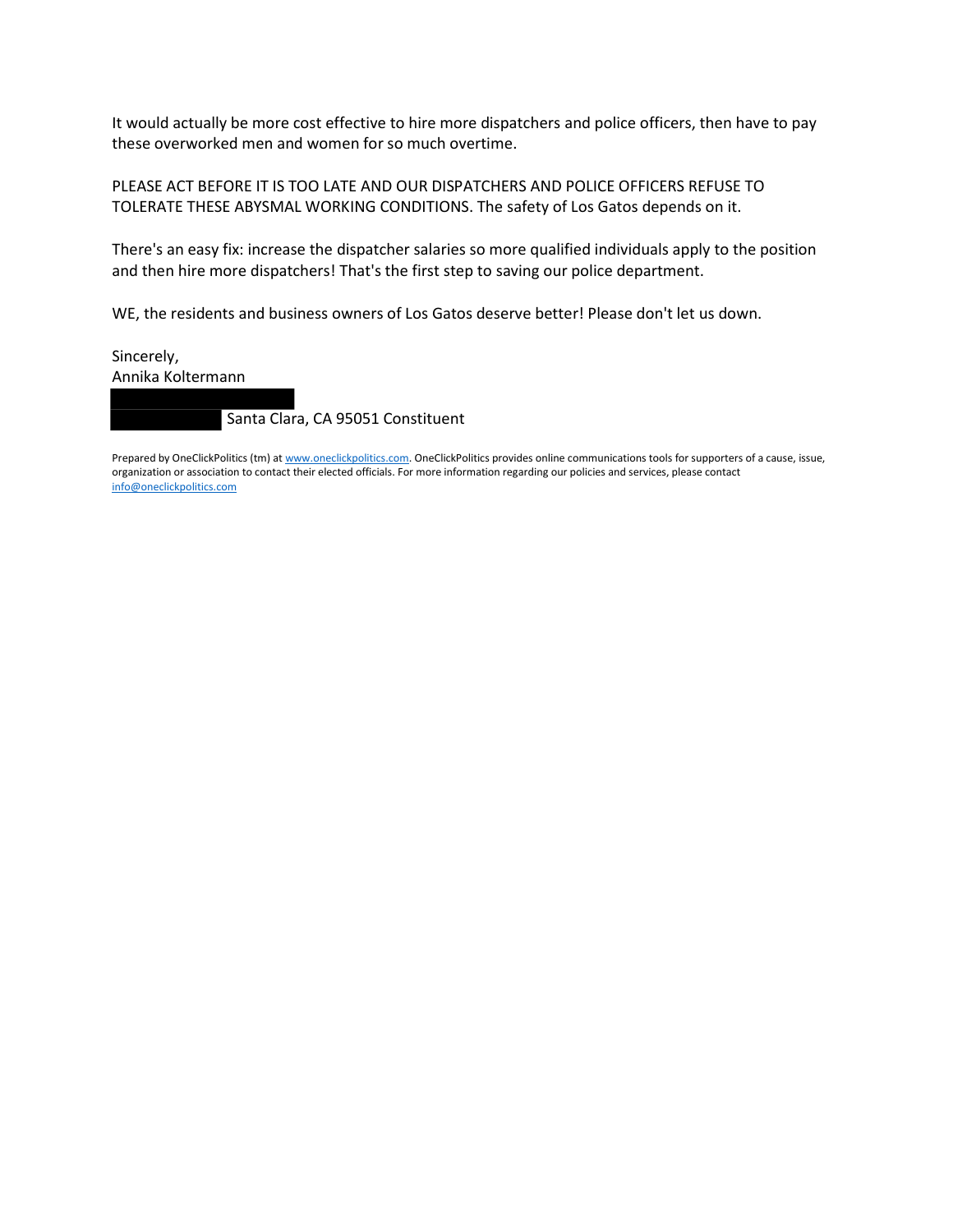It would actually be more cost effective to hire more dispatchers and police officers, then have to pay these overworked men and women for so much overtime.

PLEASE ACT BEFORE IT IS TOO LATE AND OUR DISPATCHERS AND POLICE OFFICERS REFUSE TO TOLERATE THESE ABYSMAL WORKING CONDITIONS. The safety of Los Gatos depends on it.

There's an easy fix: increase the dispatcher salaries so more qualified individuals apply to the position and then hire more dispatchers! That's the first step to saving our police department.

WE, the residents and business owners of Los Gatos deserve better! Please don't let us down.

Sincerely,
Annika Koltermann

Santa Clara, CA 95051 Constituent

Prepared by OneClickPolitics (tm) at www.oneclickpolitics.com. OneClickPolitics provides online communications tools for supporters of a cause, issue, organization or association to contact their elected officials. For more information regarding our policies and services, please contact info@oneclickpolitics.com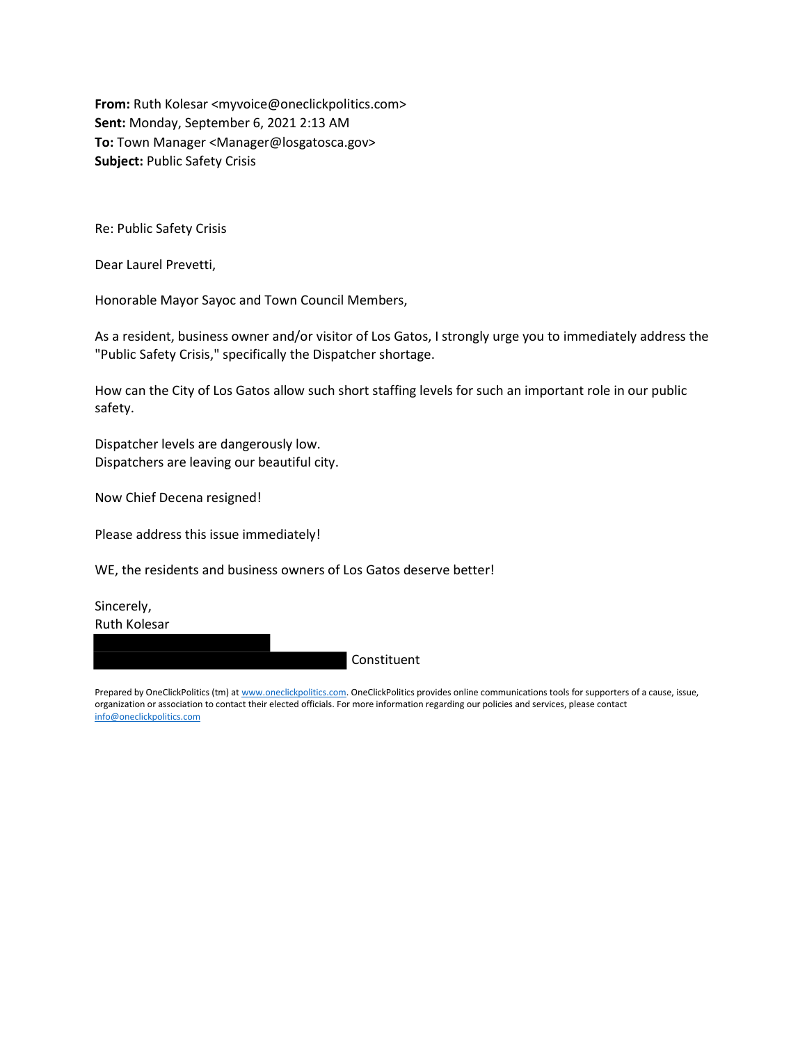**From:** Ruth Kolesar <myvoice@oneclickpolitics.com>
**Sent:** Monday, September 6, 2021 2:13 AM
**To:** Town Manager <Manager@losgatosca.gov>
**Subject:** Public Safety Crisis

Re: Public Safety Crisis

Dear Laurel Prevetti,

Honorable Mayor Sayoc and Town Council Members,

As a resident, business owner and/or visitor of Los Gatos, I strongly urge you to immediately address the "Public Safety Crisis," specifically the Dispatcher shortage.

How can the City of Los Gatos allow such short staffing levels for such an important role in our public safety.

Dispatcher levels are dangerously low.
Dispatchers are leaving our beautiful city.

Now Chief Decena resigned!

Please address this issue immediately!

WE, the residents and business owners of Los Gatos deserve better!

Sincerely,
Ruth Kolesar
Constituent

Prepared by OneClickPolitics (tm) at www.oneclickpolitics.com. OneClickPolitics provides online communications tools for supporters of a cause, issue, organization or association to contact their elected officials. For more information regarding our policies and services, please contact info@oneclickpolitics.com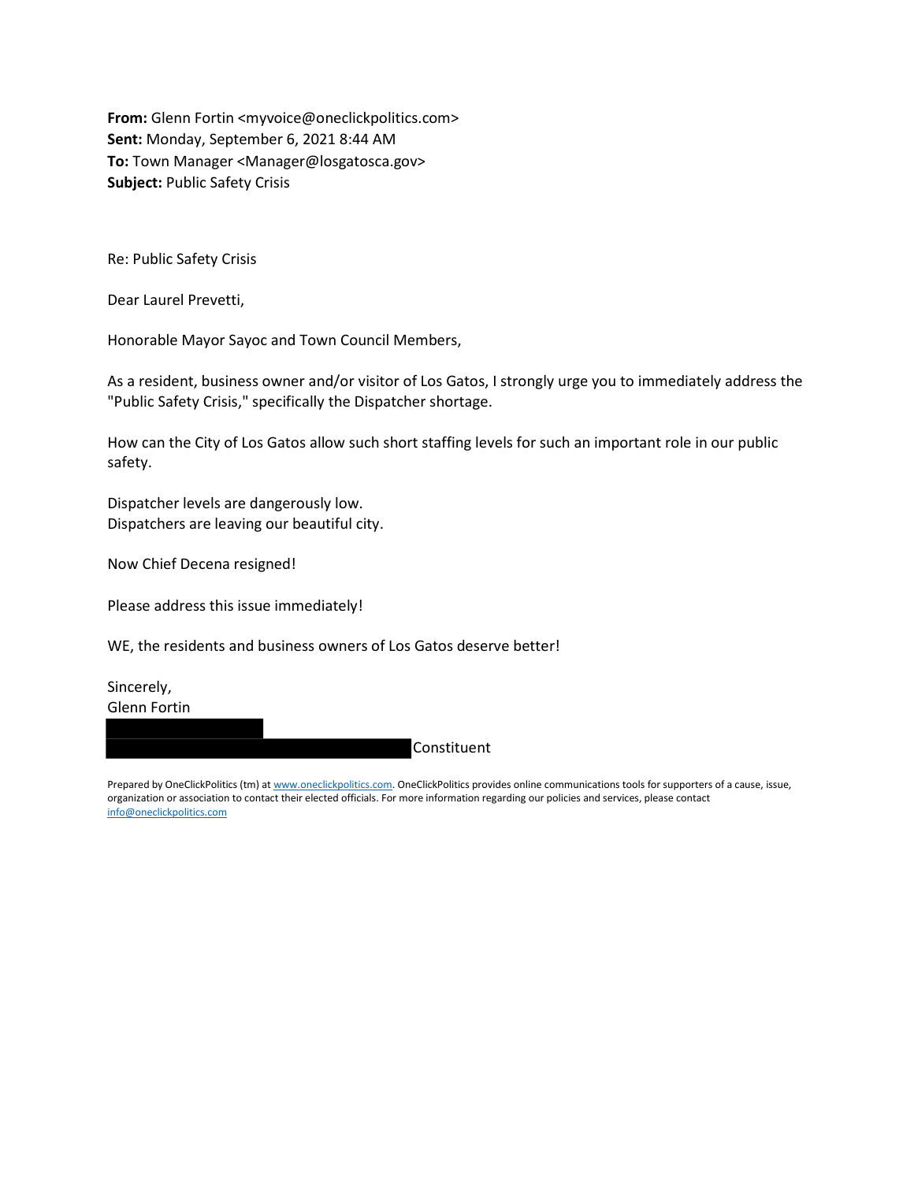**From:** Glenn Fortin <myvoice@oneclickpolitics.com>
**Sent:** Monday, September 6, 2021 8:44 AM
**To:** Town Manager <Manager@losgatosca.gov>
**Subject:** Public Safety Crisis

Re: Public Safety Crisis

Dear Laurel Prevetti,

Honorable Mayor Sayoc and Town Council Members,

As a resident, business owner and/or visitor of Los Gatos, I strongly urge you to immediately address the "Public Safety Crisis," specifically the Dispatcher shortage.

How can the City of Los Gatos allow such short staffing levels for such an important role in our public safety.

Dispatcher levels are dangerously low.
Dispatchers are leaving our beautiful city.

Now Chief Decena resigned!

Please address this issue immediately!

WE, the residents and business owners of Los Gatos deserve better!

Sincerely,
Glenn Fortin
[REDACTED]
[REDACTED] Constituent

Prepared by OneClickPolitics (tm) at www.oneclickpolitics.com. OneClickPolitics provides online communications tools for supporters of a cause, issue, organization or association to contact their elected officials. For more information regarding our policies and services, please contact info@oneclickpolitics.com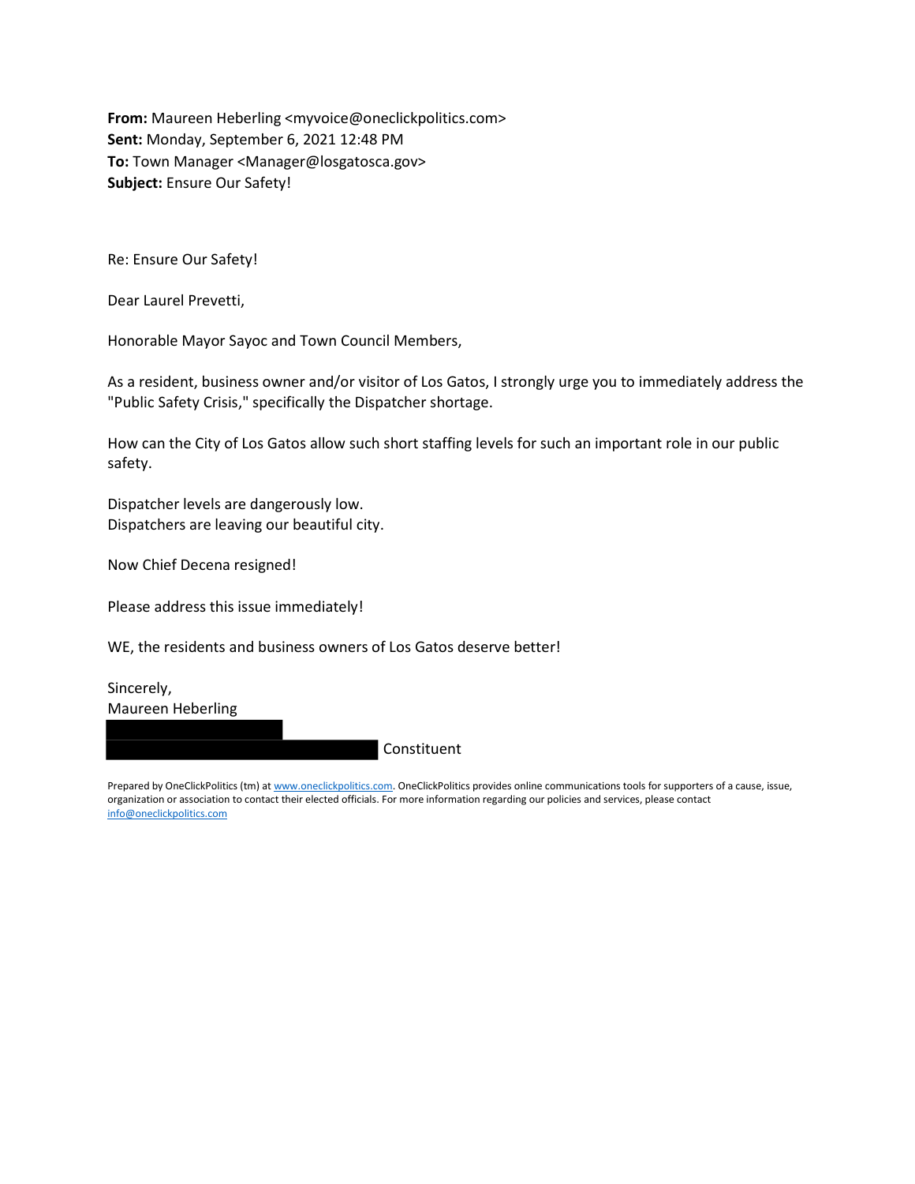**From:** Maureen Heberling <myvoice@oneclickpolitics.com>
**Sent:** Monday, September 6, 2021 12:48 PM
**To:** Town Manager <Manager@losgatosca.gov>
**Subject:** Ensure Our Safety!

Re: Ensure Our Safety!

Dear Laurel Prevetti,

Honorable Mayor Sayoc and Town Council Members,

As a resident, business owner and/or visitor of Los Gatos, I strongly urge you to immediately address the "Public Safety Crisis," specifically the Dispatcher shortage.

How can the City of Los Gatos allow such short staffing levels for such an important role in our public safety.

Dispatcher levels are dangerously low.
Dispatchers are leaving our beautiful city.

Now Chief Decena resigned!

Please address this issue immediately!

WE, the residents and business owners of Los Gatos deserve better!

Sincerely,
Maureen Heberling
[REDACTED]
[REDACTED] Constituent

Prepared by OneClickPolitics (tm) at www.oneclickpolitics.com. OneClickPolitics provides online communications tools for supporters of a cause, issue, organization or association to contact their elected officials. For more information regarding our policies and services, please contact info@oneclickpolitics.com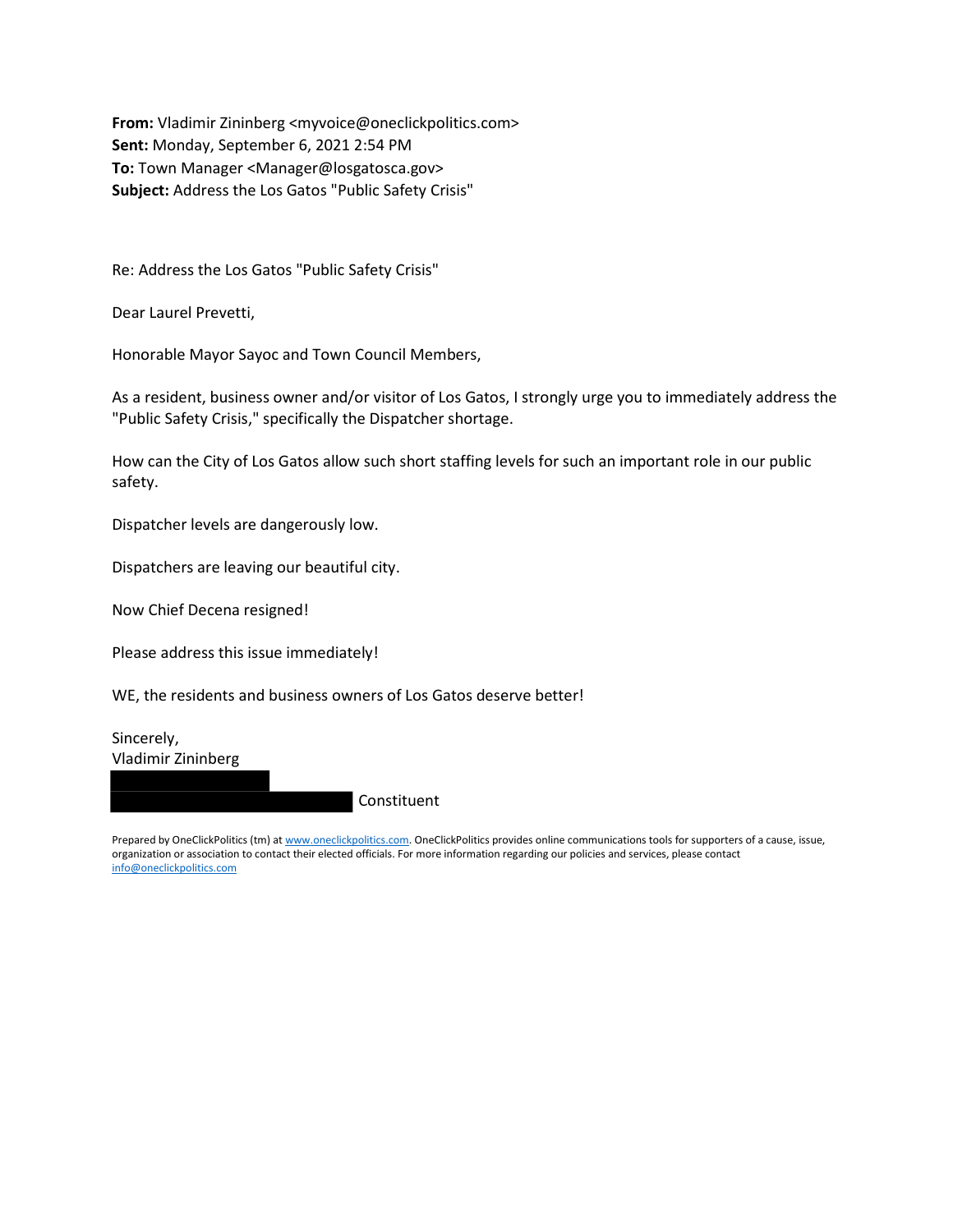**From:** Vladimir Zininberg <myvoice@oneclickpolitics.com>
**Sent:** Monday, September 6, 2021 2:54 PM
**To:** Town Manager <Manager@losgatosca.gov>
**Subject:** Address the Los Gatos "Public Safety Crisis"

Re: Address the Los Gatos "Public Safety Crisis"

Dear Laurel Prevetti,

Honorable Mayor Sayoc and Town Council Members,

As a resident, business owner and/or visitor of Los Gatos, I strongly urge you to immediately address the "Public Safety Crisis," specifically the Dispatcher shortage.

How can the City of Los Gatos allow such short staffing levels for such an important role in our public safety.

Dispatcher levels are dangerously low.

Dispatchers are leaving our beautiful city.

Now Chief Decena resigned!

Please address this issue immediately!

WE, the residents and business owners of Los Gatos deserve better!

Sincerely,
Vladimir Zininberg
[REDACTED]
[REDACTED] Constituent

Prepared by OneClickPolitics (tm) at www.oneclickpolitics.com. OneClickPolitics provides online communications tools for supporters of a cause, issue, organization or association to contact their elected officials. For more information regarding our policies and services, please contact info@oneclickpolitics.com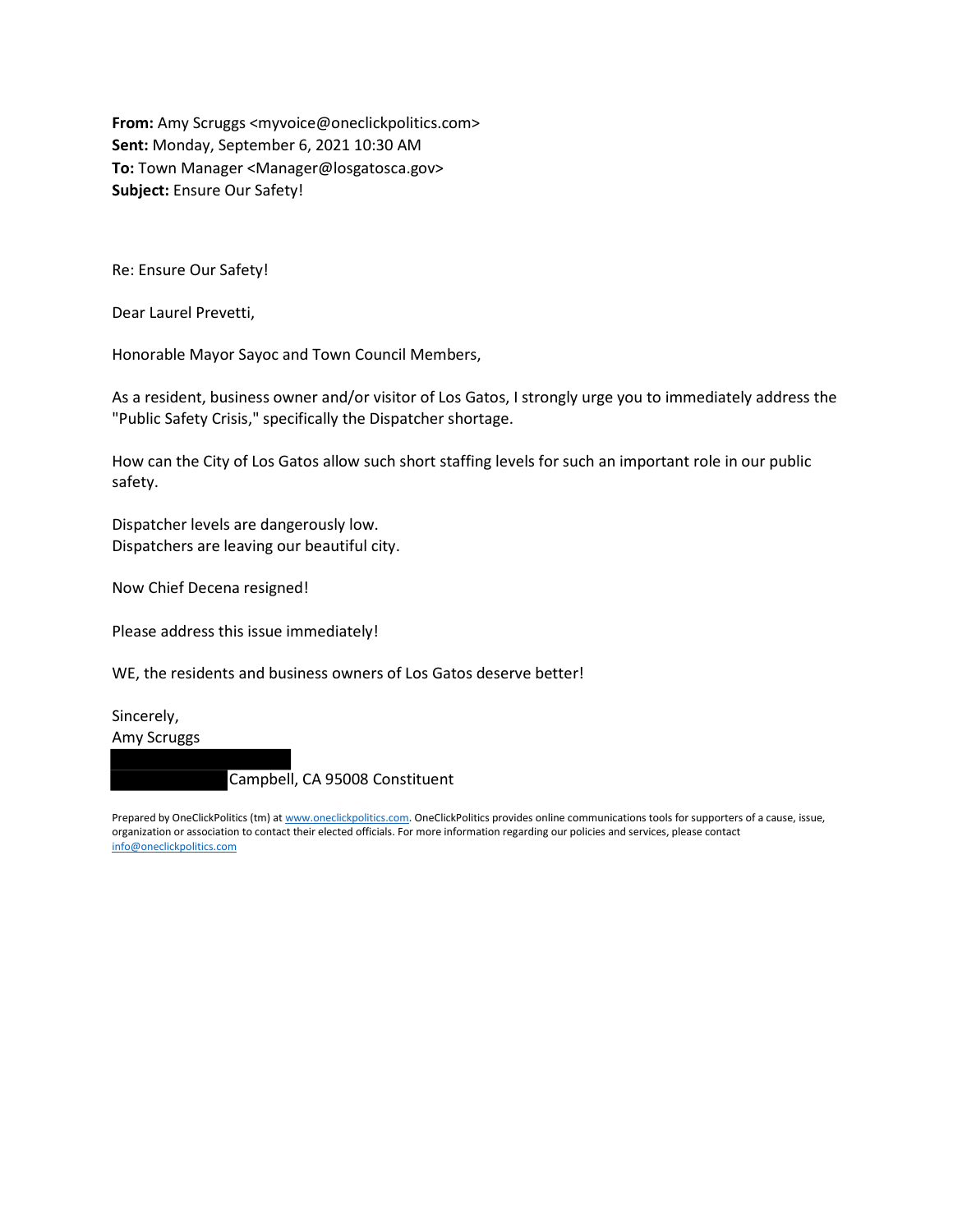**From:** Amy Scruggs <myvoice@oneclickpolitics.com>
**Sent:** Monday, September 6, 2021 10:30 AM
**To:** Town Manager <Manager@losgatosca.gov>
**Subject:** Ensure Our Safety!

Re: Ensure Our Safety!

Dear Laurel Prevetti,

Honorable Mayor Sayoc and Town Council Members,

As a resident, business owner and/or visitor of Los Gatos, I strongly urge you to immediately address the "Public Safety Crisis," specifically the Dispatcher shortage.

How can the City of Los Gatos allow such short staffing levels for such an important role in our public safety.

Dispatcher levels are dangerously low.
Dispatchers are leaving our beautiful city.

Now Chief Decena resigned!

Please address this issue immediately!

WE, the residents and business owners of Los Gatos deserve better!

Sincerely,
Amy Scruggs
[REDACTED]
[REDACTED] Campbell, CA 95008 Constituent

Prepared by OneClickPolitics (tm) at www.oneclickpolitics.com. OneClickPolitics provides online communications tools for supporters of a cause, issue, organization or association to contact their elected officials. For more information regarding our policies and services, please contact info@oneclickpolitics.com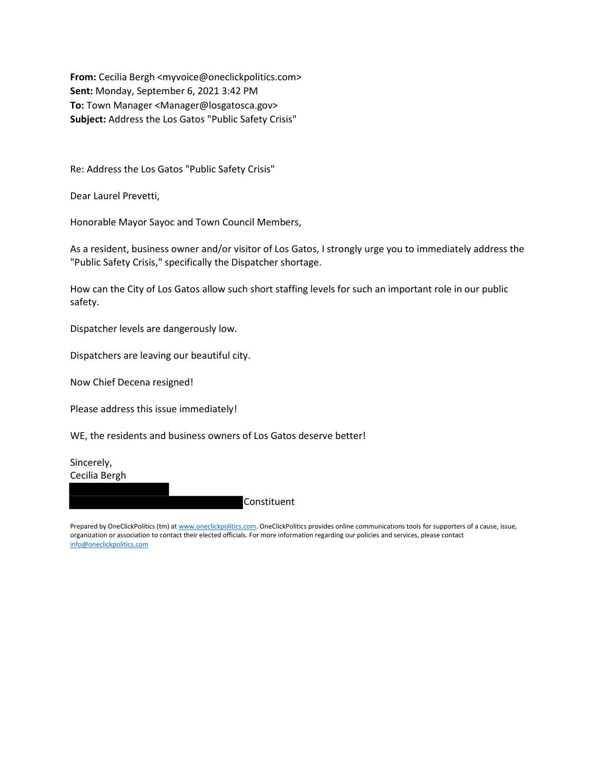**From:** Cecilia Bergh <myvoice@oneclickpolitics.com>
**Sent:** Monday, September 6, 2021 3:42 PM
**To:** Town Manager <Manager@losgatosca.gov>
**Subject:** Address the Los Gatos "Public Safety Crisis"

Re: Address the Los Gatos "Public Safety Crisis"

Dear Laurel Prevetti,

Honorable Mayor Sayoc and Town Council Members,

As a resident, business owner and/or visitor of Los Gatos, I strongly urge you to immediately address the "Public Safety Crisis," specifically the Dispatcher shortage.

How can the City of Los Gatos allow such short staffing levels for such an important role in our public safety.

Dispatcher levels are dangerously low.

Dispatchers are leaving our beautiful city.

Now Chief Decena resigned!

Please address this issue immediately!

WE, the residents and business owners of Los Gatos deserve better!

Sincerely,
Cecilia Bergh

Constituent

Prepared by OneClickPolitics (tm) at www.oneclickpolitics.com. OneClickPolitics provides online communications tools for supporters of a cause, issue, organization or association to contact their elected officials. For more information regarding our policies and services, please contact info@oneclickpolitics.com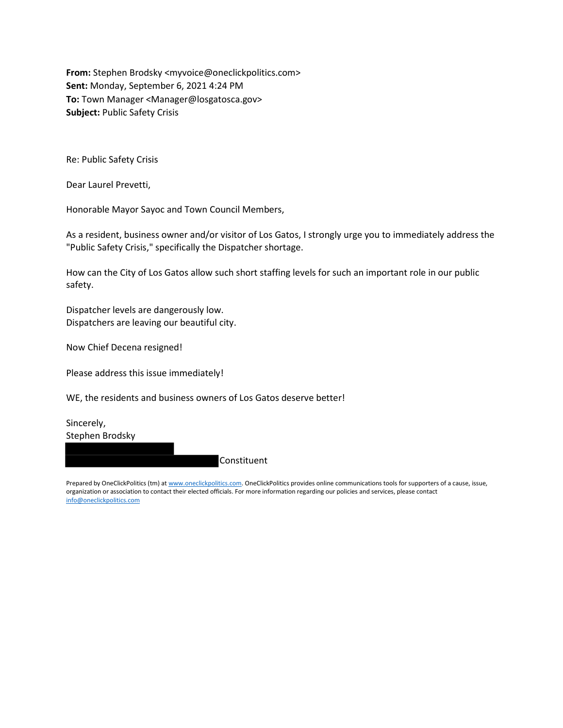**From:** Stephen Brodsky <myvoice@oneclickpolitics.com>
**Sent:** Monday, September 6, 2021 4:24 PM
**To:** Town Manager <Manager@losgatosca.gov>
**Subject:** Public Safety Crisis

Re: Public Safety Crisis

Dear Laurel Prevetti,

Honorable Mayor Sayoc and Town Council Members,

As a resident, business owner and/or visitor of Los Gatos, I strongly urge you to immediately address the "Public Safety Crisis," specifically the Dispatcher shortage.

How can the City of Los Gatos allow such short staffing levels for such an important role in our public safety.

Dispatcher levels are dangerously low.
Dispatchers are leaving our beautiful city.

Now Chief Decena resigned!

Please address this issue immediately!

WE, the residents and business owners of Los Gatos deserve better!

Sincerely,
Stephen Brodsky
[REDACTED]
[REDACTED] Constituent

Prepared by OneClickPolitics (tm) at www.oneclickpolitics.com. OneClickPolitics provides online communications tools for supporters of a cause, issue, organization or association to contact their elected officials. For more information regarding our policies and services, please contact info@oneclickpolitics.com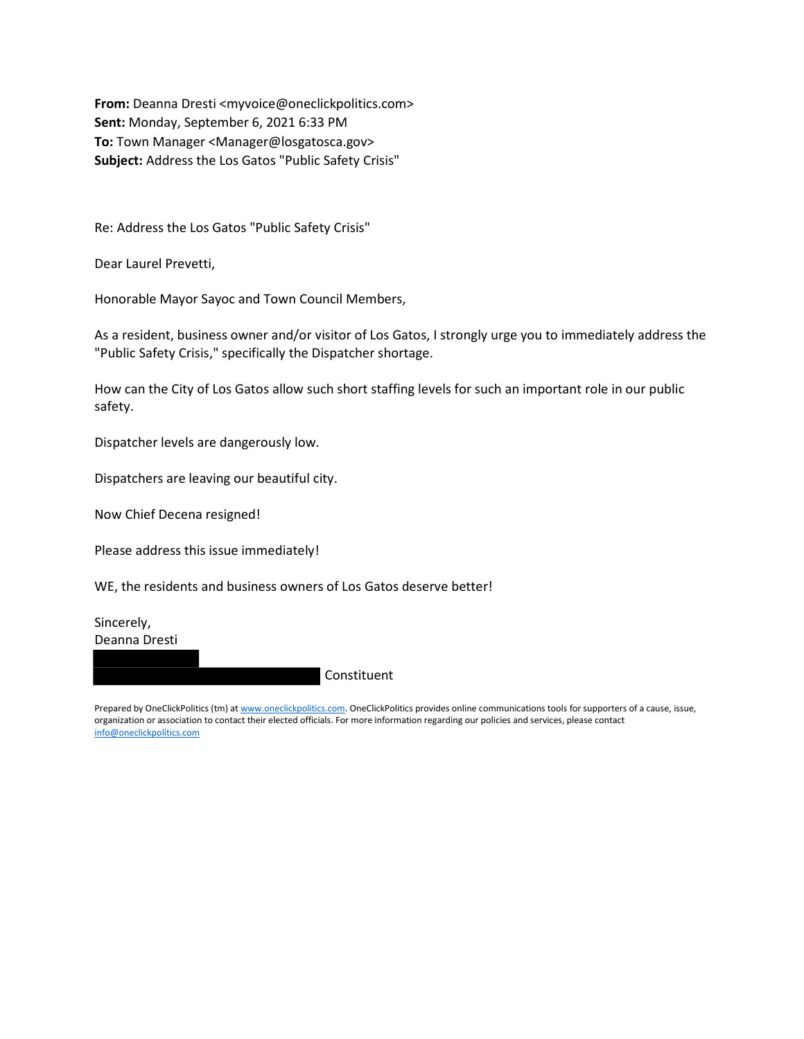**From:** Deanna Dresti <myvoice@oneclickpolitics.com>
**Sent:** Monday, September 6, 2021 6:33 PM
**To:** Town Manager <Manager@losgatosca.gov>
**Subject:** Address the Los Gatos "Public Safety Crisis"

Re: Address the Los Gatos "Public Safety Crisis"

Dear Laurel Prevetti,

Honorable Mayor Sayoc and Town Council Members,

As a resident, business owner and/or visitor of Los Gatos, I strongly urge you to immediately address the "Public Safety Crisis," specifically the Dispatcher shortage.

How can the City of Los Gatos allow such short staffing levels for such an important role in our public safety.

Dispatcher levels are dangerously low.

Dispatchers are leaving our beautiful city.

Now Chief Decena resigned!

Please address this issue immediately!

WE, the residents and business owners of Los Gatos deserve better!

Sincerely,
Deanna Dresti
[REDACTED]
[REDACTED] Constituent

Prepared by OneClickPolitics (tm) at www.oneclickpolitics.com. OneClickPolitics provides online communications tools for supporters of a cause, issue, organization or association to contact their elected officials. For more information regarding our policies and services, please contact info@oneclickpolitics.com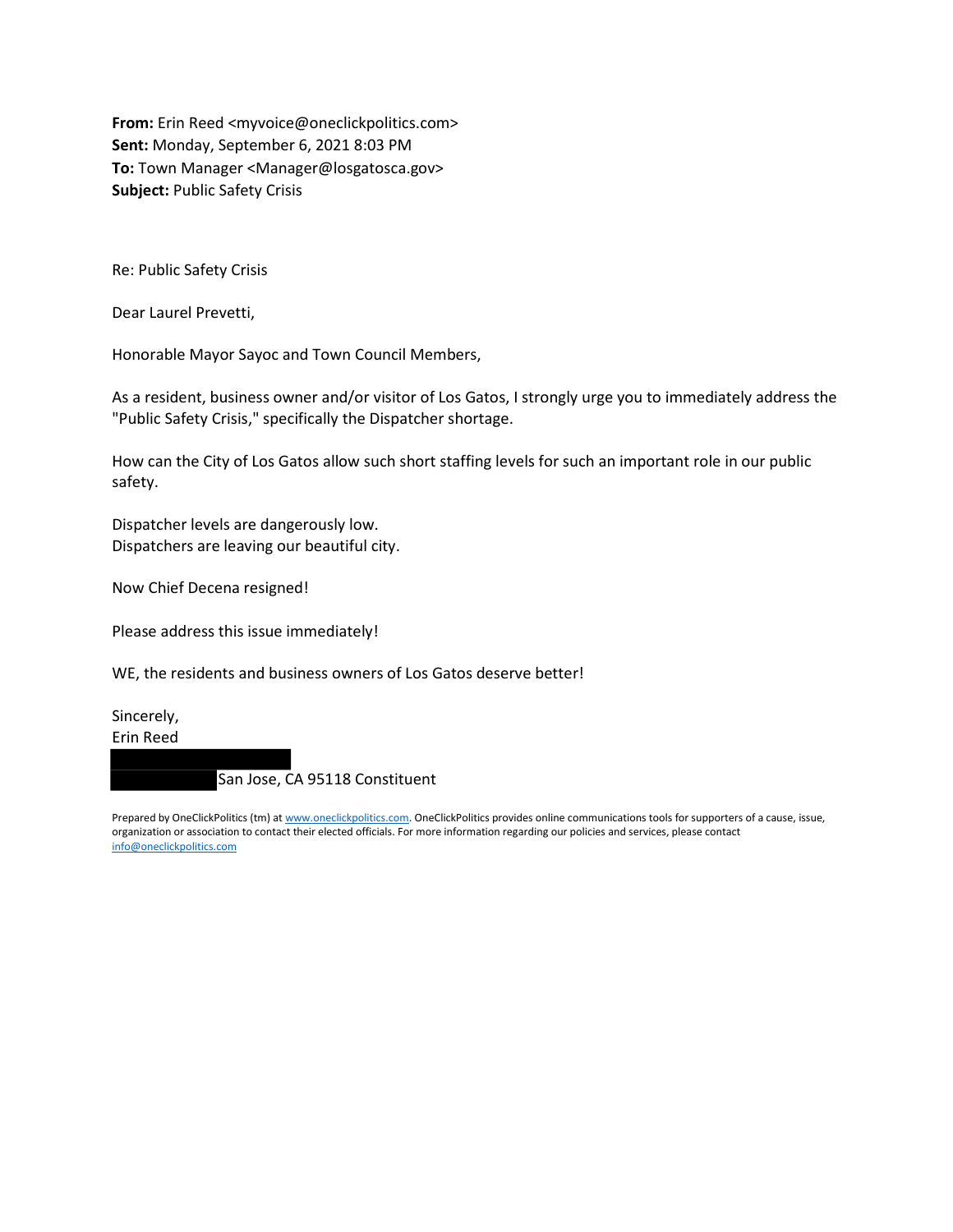**From:** Erin Reed <myvoice@oneclickpolitics.com>
**Sent:** Monday, September 6, 2021 8:03 PM
**To:** Town Manager <Manager@losgatosca.gov>
**Subject:** Public Safety Crisis

Re: Public Safety Crisis

Dear Laurel Prevetti,

Honorable Mayor Sayoc and Town Council Members,

As a resident, business owner and/or visitor of Los Gatos, I strongly urge you to immediately address the "Public Safety Crisis," specifically the Dispatcher shortage.

How can the City of Los Gatos allow such short staffing levels for such an important role in our public safety.

Dispatcher levels are dangerously low.
Dispatchers are leaving our beautiful city.

Now Chief Decena resigned!

Please address this issue immediately!

WE, the residents and business owners of Los Gatos deserve better!

Sincerely,
Erin Reed

San Jose, CA 95118 Constituent

Prepared by OneClickPolitics (tm) at www.oneclickpolitics.com. OneClickPolitics provides online communications tools for supporters of a cause, issue, organization or association to contact their elected officials. For more information regarding our policies and services, please contact info@oneclickpolitics.com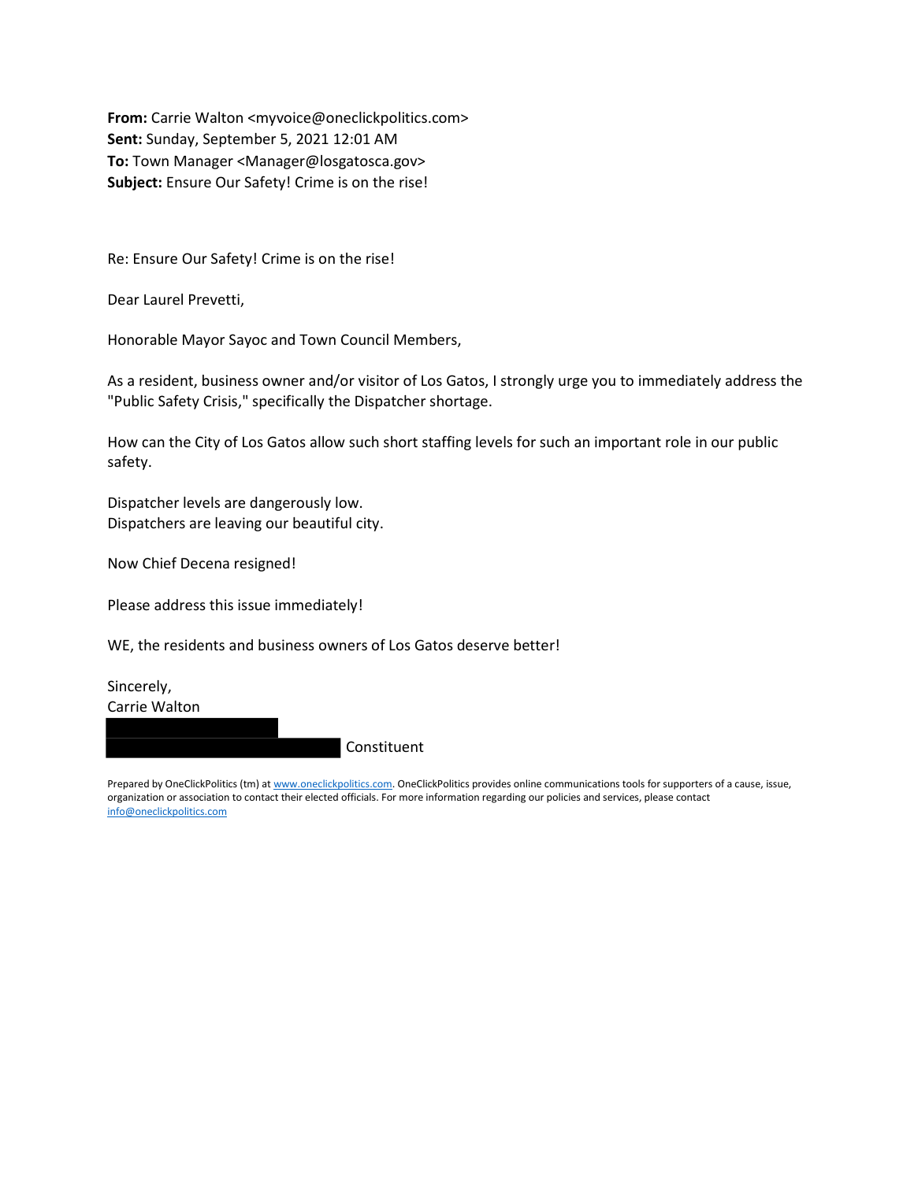**From:** Carrie Walton <myvoice@oneclickpolitics.com>
**Sent:** Sunday, September 5, 2021 12:01 AM
**To:** Town Manager <Manager@losgatosca.gov>
**Subject:** Ensure Our Safety! Crime is on the rise!

Re: Ensure Our Safety! Crime is on the rise!

Dear Laurel Prevetti,

Honorable Mayor Sayoc and Town Council Members,

As a resident, business owner and/or visitor of Los Gatos, I strongly urge you to immediately address the "Public Safety Crisis," specifically the Dispatcher shortage.

How can the City of Los Gatos allow such short staffing levels for such an important role in our public safety.

Dispatcher levels are dangerously low.
Dispatchers are leaving our beautiful city.

Now Chief Decena resigned!

Please address this issue immediately!

WE, the residents and business owners of Los Gatos deserve better!

Sincerely,
Carrie Walton
[REDACTED]
[REDACTED] Constituent

Prepared by OneClickPolitics (tm) at www.oneclickpolitics.com. OneClickPolitics provides online communications tools for supporters of a cause, issue, organization or association to contact their elected officials. For more information regarding our policies and services, please contact info@oneclickpolitics.com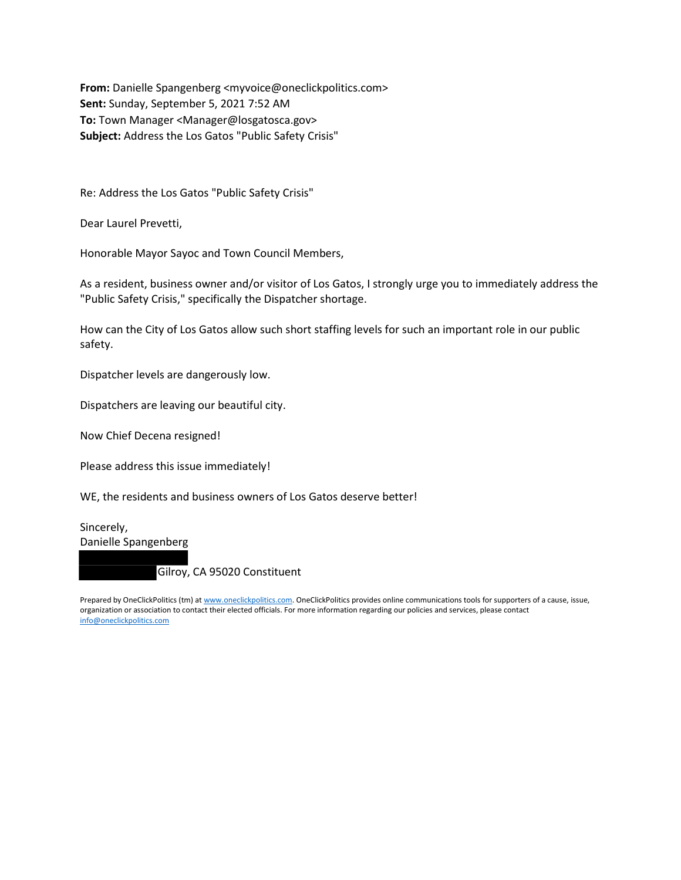**From:** Danielle Spangenberg <myvoice@oneclickpolitics.com>
**Sent:** Sunday, September 5, 2021 7:52 AM
**To:** Town Manager <Manager@losgatosca.gov>
**Subject:** Address the Los Gatos "Public Safety Crisis"

Re: Address the Los Gatos "Public Safety Crisis"

Dear Laurel Prevetti,

Honorable Mayor Sayoc and Town Council Members,

As a resident, business owner and/or visitor of Los Gatos, I strongly urge you to immediately address the "Public Safety Crisis," specifically the Dispatcher shortage.

How can the City of Los Gatos allow such short staffing levels for such an important role in our public safety.

Dispatcher levels are dangerously low.

Dispatchers are leaving our beautiful city.

Now Chief Decena resigned!

Please address this issue immediately!

WE, the residents and business owners of Los Gatos deserve better!

Sincerely,
Danielle Spangenberg
[REDACTED]
[REDACTED] Gilroy, CA 95020 Constituent

Prepared by OneClickPolitics (tm) at www.oneclickpolitics.com. OneClickPolitics provides online communications tools for supporters of a cause, issue, organization or association to contact their elected officials. For more information regarding our policies and services, please contact info@oneclickpolitics.com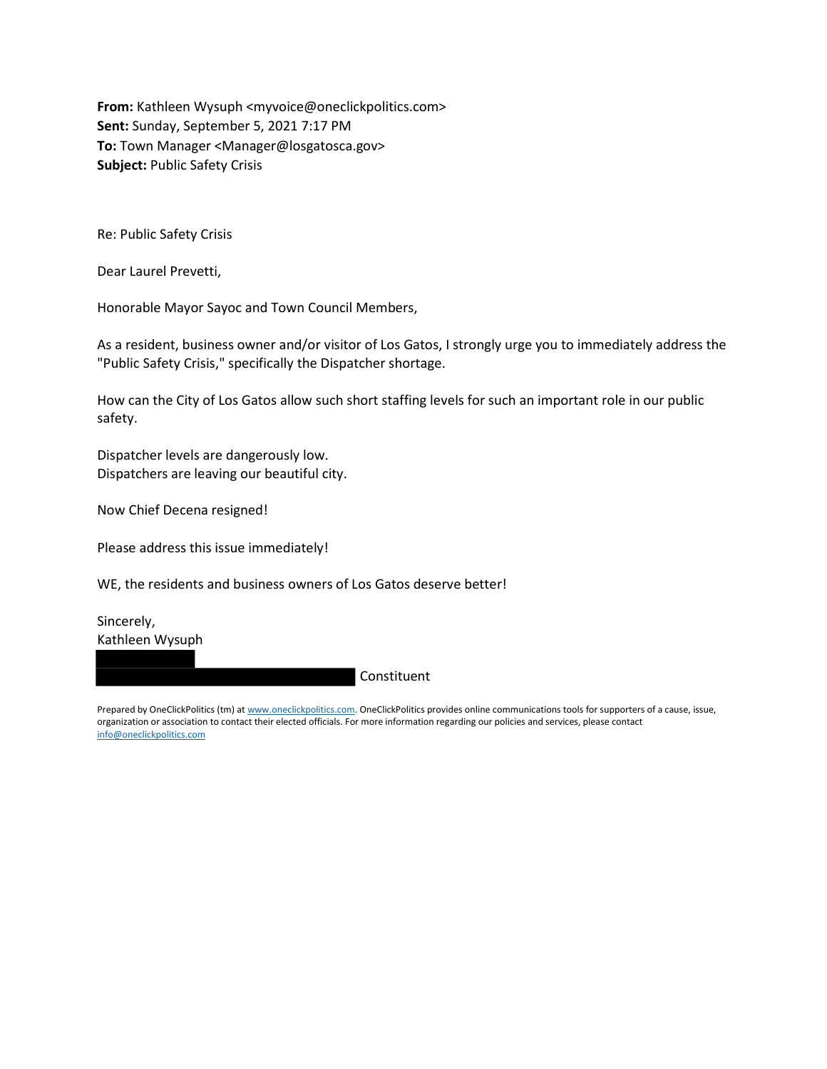**From:** Kathleen Wysuph <myvoice@oneclickpolitics.com>
**Sent:** Sunday, September 5, 2021 7:17 PM
**To:** Town Manager <Manager@losgatosca.gov>
**Subject:** Public Safety Crisis

Re: Public Safety Crisis

Dear Laurel Prevetti,

Honorable Mayor Sayoc and Town Council Members,

As a resident, business owner and/or visitor of Los Gatos, I strongly urge you to immediately address the "Public Safety Crisis," specifically the Dispatcher shortage.

How can the City of Los Gatos allow such short staffing levels for such an important role in our public safety.

Dispatcher levels are dangerously low.
Dispatchers are leaving our beautiful city.

Now Chief Decena resigned!

Please address this issue immediately!

WE, the residents and business owners of Los Gatos deserve better!

Sincerely,
Kathleen Wysuph

Constituent

Prepared by OneClickPolitics (tm) at www.oneclickpolitics.com. OneClickPolitics provides online communications tools for supporters of a cause, issue, organization or association to contact their elected officials. For more information regarding our policies and services, please contact info@oneclickpolitics.com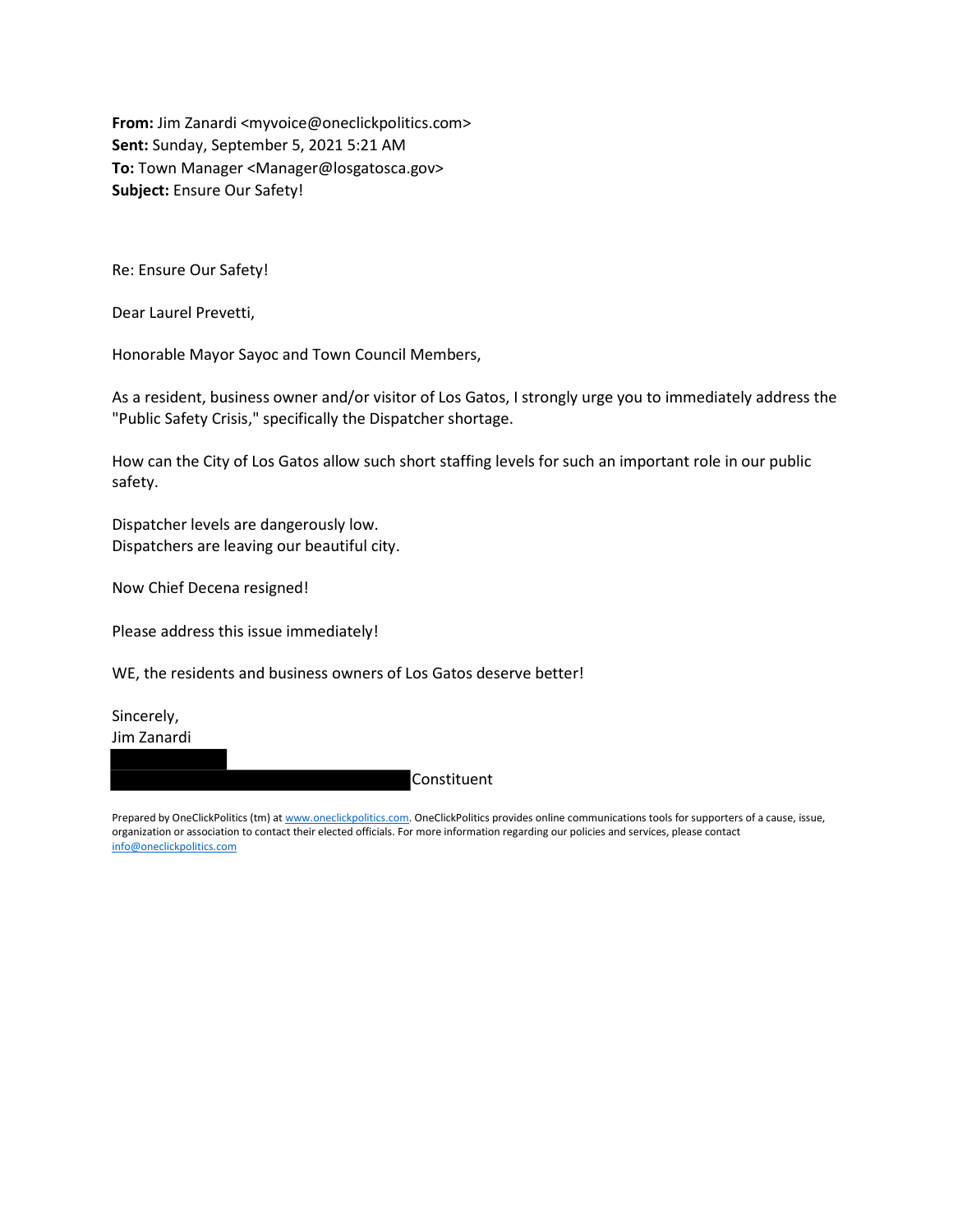**From:** Jim Zanardi <myvoice@oneclickpolitics.com>
**Sent:** Sunday, September 5, 2021 5:21 AM
**To:** Town Manager <Manager@losgatosca.gov>
**Subject:** Ensure Our Safety!

Re: Ensure Our Safety!

Dear Laurel Prevetti,

Honorable Mayor Sayoc and Town Council Members,

As a resident, business owner and/or visitor of Los Gatos, I strongly urge you to immediately address the "Public Safety Crisis," specifically the Dispatcher shortage.

How can the City of Los Gatos allow such short staffing levels for such an important role in our public safety.

Dispatcher levels are dangerously low.
Dispatchers are leaving our beautiful city.

Now Chief Decena resigned!

Please address this issue immediately!

WE, the residents and business owners of Los Gatos deserve better!

Sincerely,
Jim Zanardi

Constituent

Prepared by OneClickPolitics (tm) at www.oneclickpolitics.com. OneClickPolitics provides online communications tools for supporters of a cause, issue, organization or association to contact their elected officials. For more information regarding our policies and services, please contact info@oneclickpolitics.com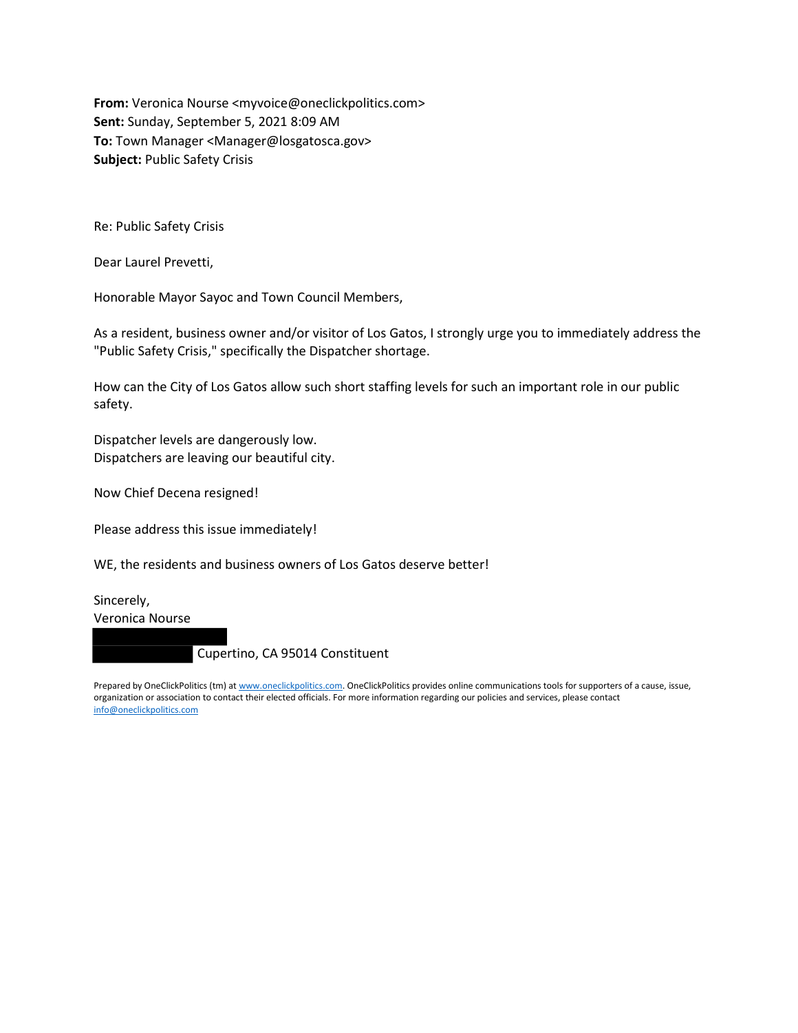**From:** Veronica Nourse <myvoice@oneclickpolitics.com>
**Sent:** Sunday, September 5, 2021 8:09 AM
**To:** Town Manager <Manager@losgatosca.gov>
**Subject:** Public Safety Crisis

Re: Public Safety Crisis

Dear Laurel Prevetti,

Honorable Mayor Sayoc and Town Council Members,

As a resident, business owner and/or visitor of Los Gatos, I strongly urge you to immediately address the "Public Safety Crisis," specifically the Dispatcher shortage.

How can the City of Los Gatos allow such short staffing levels for such an important role in our public safety.

Dispatcher levels are dangerously low.
Dispatchers are leaving our beautiful city.

Now Chief Decena resigned!

Please address this issue immediately!

WE, the residents and business owners of Los Gatos deserve better!

Sincerely,
Veronica Nourse
[REDACTED]
[REDACTED] Cupertino, CA 95014 Constituent

Prepared by OneClickPolitics (tm) at www.oneclickpolitics.com. OneClickPolitics provides online communications tools for supporters of a cause, issue, organization or association to contact their elected officials. For more information regarding our policies and services, please contact info@oneclickpolitics.com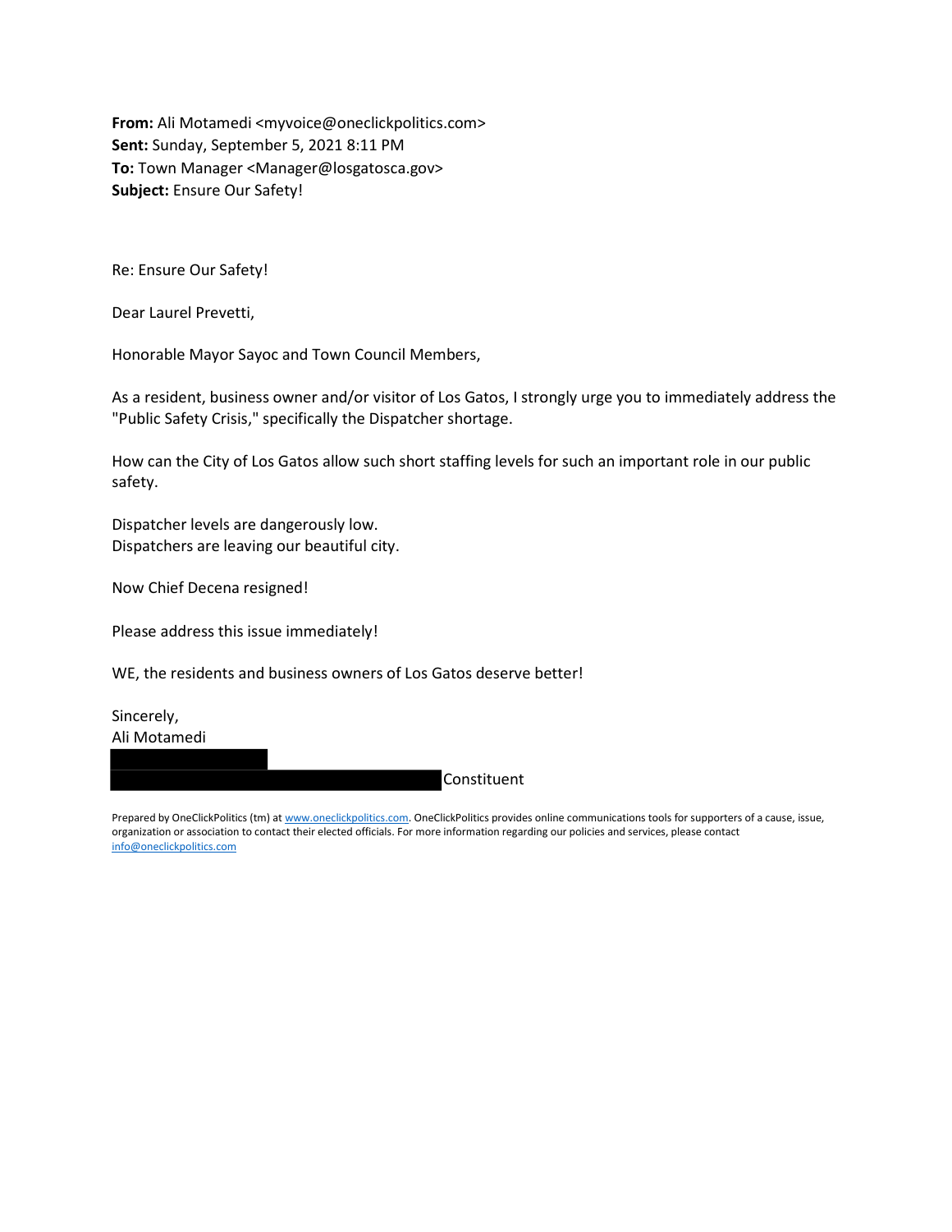**From:** Ali Motamedi <myvoice@oneclickpolitics.com>
**Sent:** Sunday, September 5, 2021 8:11 PM
**To:** Town Manager <Manager@losgatosca.gov>
**Subject:** Ensure Our Safety!

Re: Ensure Our Safety!

Dear Laurel Prevetti,

Honorable Mayor Sayoc and Town Council Members,

As a resident, business owner and/or visitor of Los Gatos, I strongly urge you to immediately address the "Public Safety Crisis," specifically the Dispatcher shortage.

How can the City of Los Gatos allow such short staffing levels for such an important role in our public safety.

Dispatcher levels are dangerously low.
Dispatchers are leaving our beautiful city.

Now Chief Decena resigned!

Please address this issue immediately!

WE, the residents and business owners of Los Gatos deserve better!

Sincerely,
Ali Motamedi
[REDACTED]
[REDACTED] Constituent

Prepared by OneClickPolitics (tm) at www.oneclickpolitics.com. OneClickPolitics provides online communications tools for supporters of a cause, issue, organization or association to contact their elected officials. For more information regarding our policies and services, please contact info@oneclickpolitics.com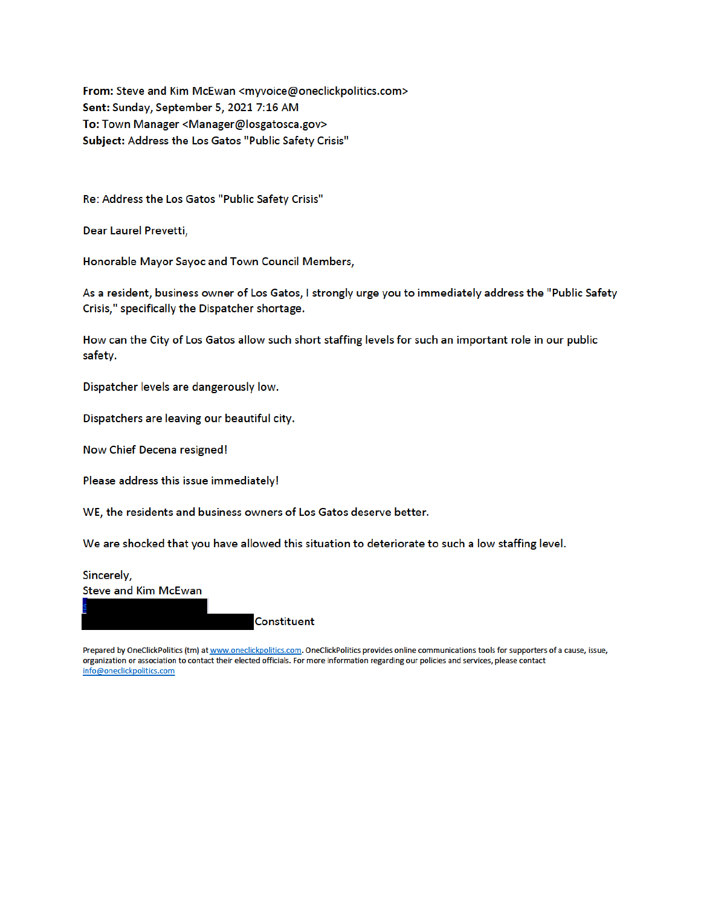**From:** Steve and Kim McEwan <myvoice@oneclickpolitics.com>
**Sent:** Sunday, September 5, 2021 7:16 AM
**To:** Town Manager <Manager@losgatosca.gov>
**Subject:** Address the Los Gatos "Public Safety Crisis"

Re: Address the Los Gatos "Public Safety Crisis"

Dear Laurel Prevetti,

Honorable Mayor Sayoc and Town Council Members,

As a resident, business owner of Los Gatos, I strongly urge you to immediately address the "Public Safety Crisis," specifically the Dispatcher shortage.

How can the City of Los Gatos allow such short staffing levels for such an important role in our public safety.

Dispatcher levels are dangerously low.

Dispatchers are leaving our beautiful city.

Now Chief Decena resigned!

Please address this issue immediately!

WE, the residents and business owners of Los Gatos deserve better.

We are shocked that you have allowed this situation to deteriorate to such a low staffing level.

Sincerely,
Steve and Kim McEwan

Constituent

Prepared by OneClickPolitics (tm) at www.oneclickpolitics.com. OneClickPolitics provides online communications tools for supporters of a cause, issue, organization or association to contact their elected officials. For more information regarding our policies and services, please contact info@oneclickpolitics.com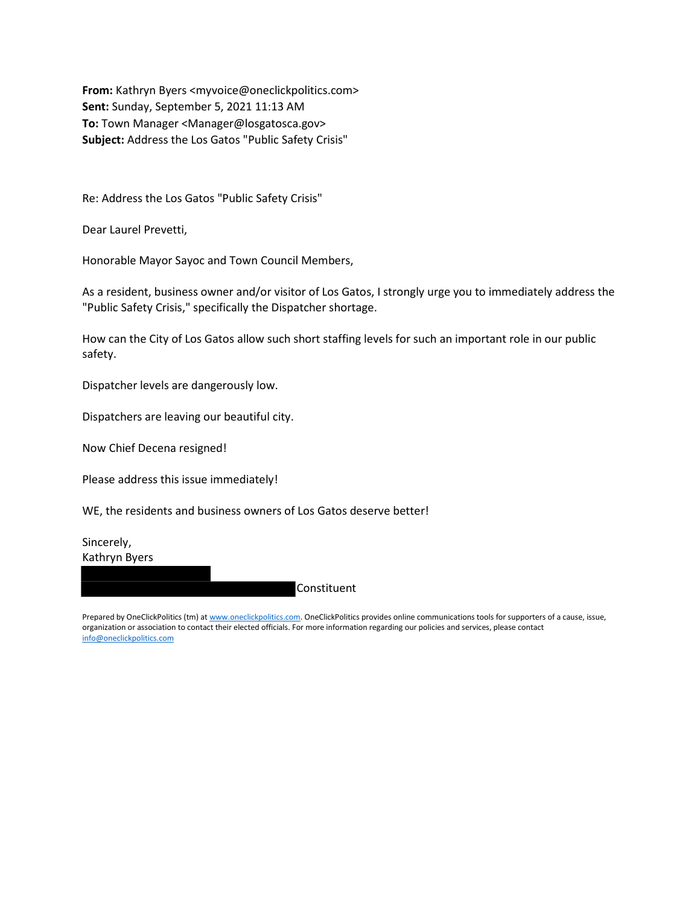**From:** Kathryn Byers <myvoice@oneclickpolitics.com>
**Sent:** Sunday, September 5, 2021 11:13 AM
**To:** Town Manager <Manager@losgatosca.gov>
**Subject:** Address the Los Gatos "Public Safety Crisis"

Re: Address the Los Gatos "Public Safety Crisis"

Dear Laurel Prevetti,

Honorable Mayor Sayoc and Town Council Members,

As a resident, business owner and/or visitor of Los Gatos, I strongly urge you to immediately address the "Public Safety Crisis," specifically the Dispatcher shortage.

How can the City of Los Gatos allow such short staffing levels for such an important role in our public safety.

Dispatcher levels are dangerously low.

Dispatchers are leaving our beautiful city.

Now Chief Decena resigned!

Please address this issue immediately!

WE, the residents and business owners of Los Gatos deserve better!

Sincerely,
Kathryn Byers
[REDACTED]
[REDACTED] Constituent

Prepared by OneClickPolitics (tm) at www.oneclickpolitics.com. OneClickPolitics provides online communications tools for supporters of a cause, issue, organization or association to contact their elected officials. For more information regarding our policies and services, please contact info@oneclickpolitics.com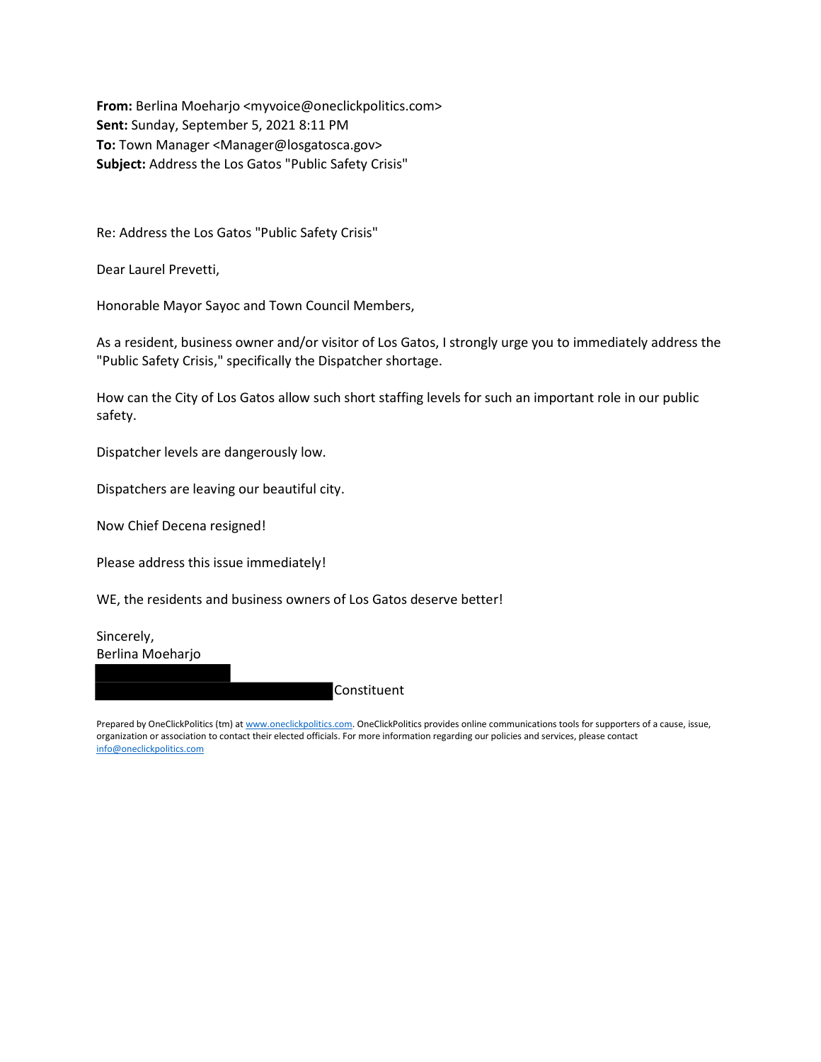**From:** Berlina Moeharjo <myvoice@oneclickpolitics.com>
**Sent:** Sunday, September 5, 2021 8:11 PM
**To:** Town Manager <Manager@losgatosca.gov>
**Subject:** Address the Los Gatos "Public Safety Crisis"

Re: Address the Los Gatos "Public Safety Crisis"

Dear Laurel Prevetti,

Honorable Mayor Sayoc and Town Council Members,

As a resident, business owner and/or visitor of Los Gatos, I strongly urge you to immediately address the "Public Safety Crisis," specifically the Dispatcher shortage.

How can the City of Los Gatos allow such short staffing levels for such an important role in our public safety.

Dispatcher levels are dangerously low.

Dispatchers are leaving our beautiful city.

Now Chief Decena resigned!

Please address this issue immediately!

WE, the residents and business owners of Los Gatos deserve better!

Sincerely,
Berlina Moeharjo
[REDACTED]
[REDACTED] Constituent

Prepared by OneClickPolitics (tm) at www.oneclickpolitics.com. OneClickPolitics provides online communications tools for supporters of a cause, issue, organization or association to contact their elected officials. For more information regarding our policies and services, please contact info@oneclickpolitics.com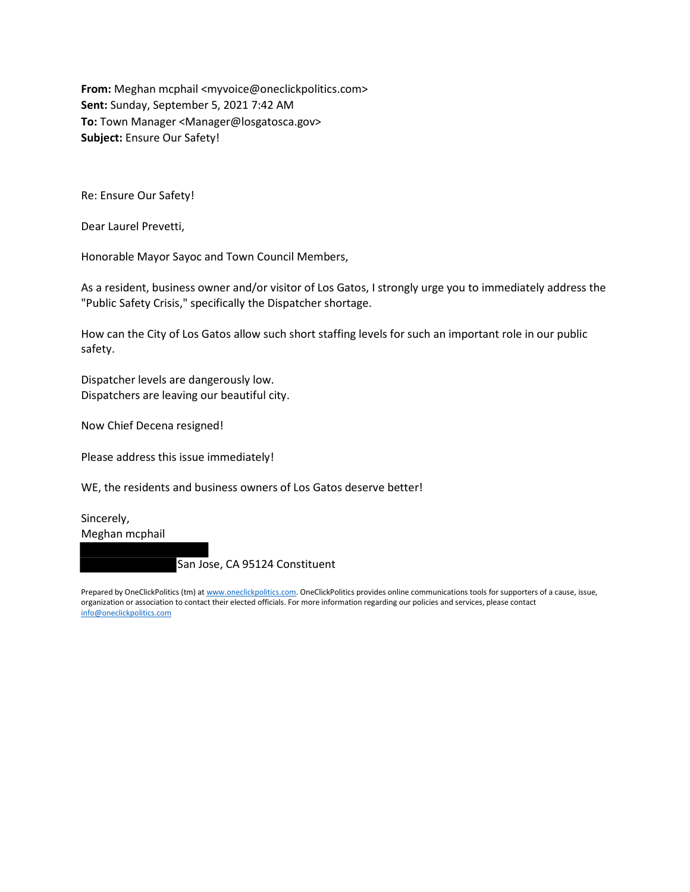**From:** Meghan mcphail <myvoice@oneclickpolitics.com>
**Sent:** Sunday, September 5, 2021 7:42 AM
**To:** Town Manager <Manager@losgatosca.gov>
**Subject:** Ensure Our Safety!

Re: Ensure Our Safety!

Dear Laurel Prevetti,

Honorable Mayor Sayoc and Town Council Members,

As a resident, business owner and/or visitor of Los Gatos, I strongly urge you to immediately address the "Public Safety Crisis," specifically the Dispatcher shortage.

How can the City of Los Gatos allow such short staffing levels for such an important role in our public safety.

Dispatcher levels are dangerously low.
Dispatchers are leaving our beautiful city.

Now Chief Decena resigned!

Please address this issue immediately!

WE, the residents and business owners of Los Gatos deserve better!

Sincerely,
Meghan mcphail
[REDACTED]
[REDACTED] San Jose, CA 95124 Constituent

Prepared by OneClickPolitics (tm) at www.oneclickpolitics.com. OneClickPolitics provides online communications tools for supporters of a cause, issue, organization or association to contact their elected officials. For more information regarding our policies and services, please contact info@oneclickpolitics.com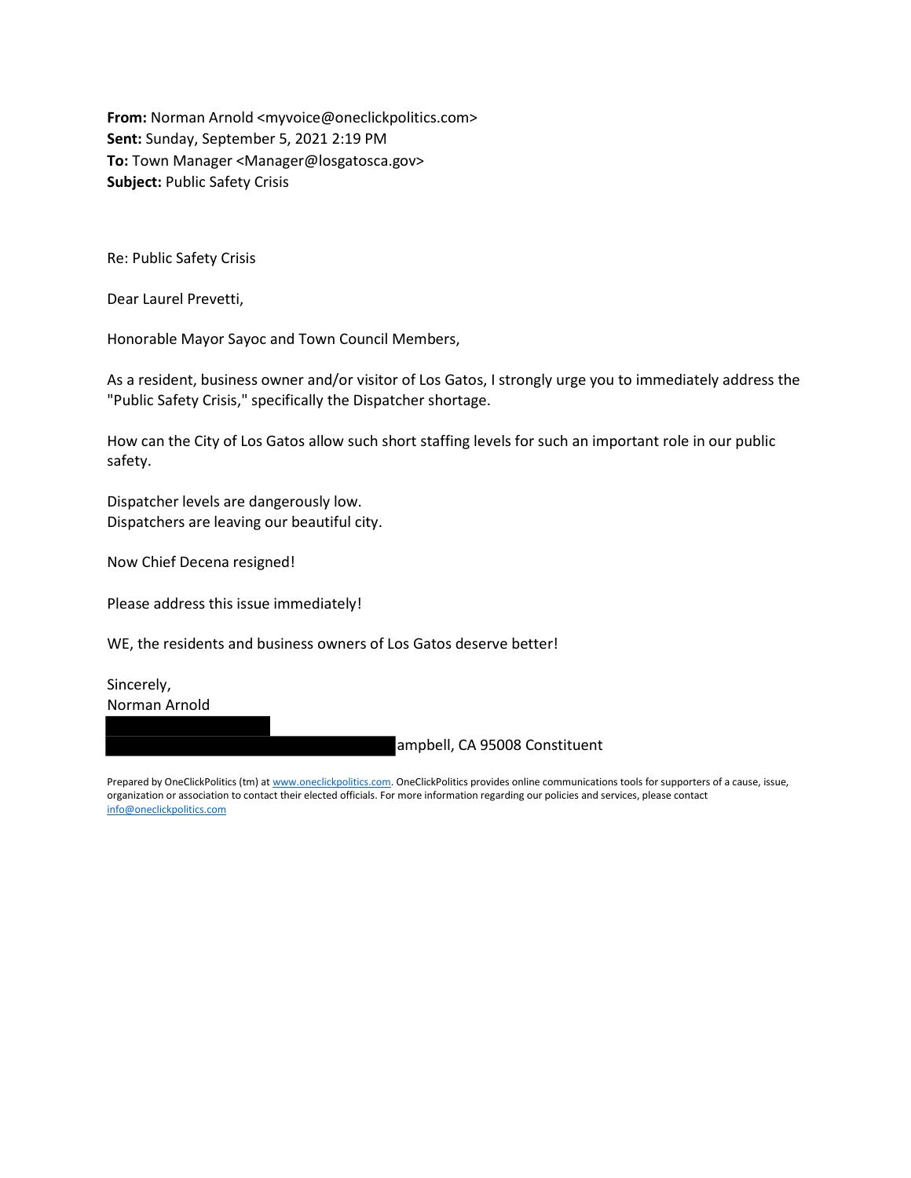**From:** Norman Arnold <myvoice@oneclickpolitics.com>
**Sent:** Sunday, September 5, 2021 2:19 PM
**To:** Town Manager <Manager@losgatosca.gov>
**Subject:** Public Safety Crisis

Re: Public Safety Crisis

Dear Laurel Prevetti,

Honorable Mayor Sayoc and Town Council Members,

As a resident, business owner and/or visitor of Los Gatos, I strongly urge you to immediately address the "Public Safety Crisis," specifically the Dispatcher shortage.

How can the City of Los Gatos allow such short staffing levels for such an important role in our public safety.

Dispatcher levels are dangerously low.
Dispatchers are leaving our beautiful city.

Now Chief Decena resigned!

Please address this issue immediately!

WE, the residents and business owners of Los Gatos deserve better!

Sincerely,
Norman Arnold
[REDACTED]
[REDACTED]ampbell, CA 95008 Constituent

Prepared by OneClickPolitics (tm) at www.oneclickpolitics.com. OneClickPolitics provides online communications tools for supporters of a cause, issue, organization or association to contact their elected officials. For more information regarding our policies and services, please contact info@oneclickpolitics.com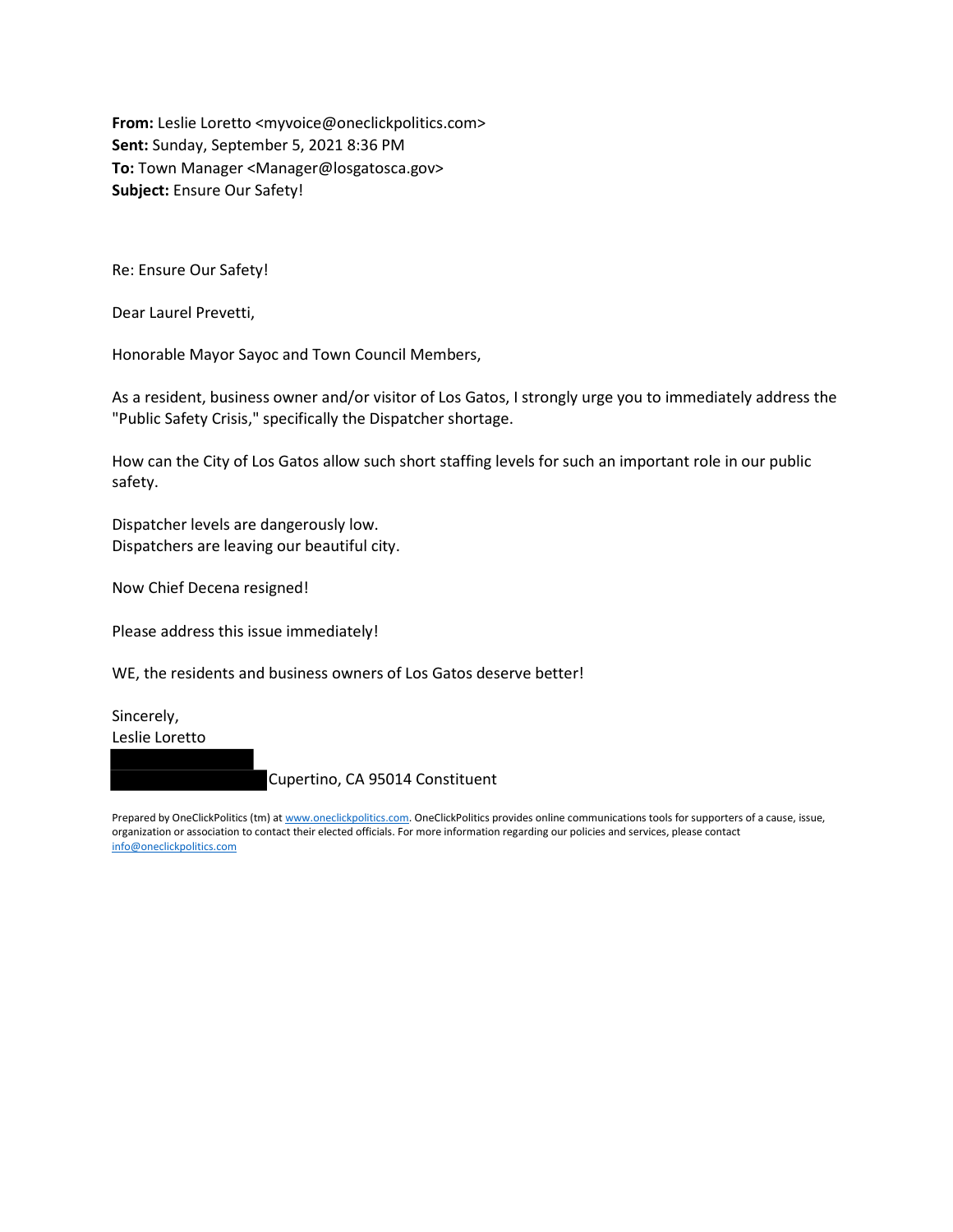**From:** Leslie Loretto <myvoice@oneclickpolitics.com>
**Sent:** Sunday, September 5, 2021 8:36 PM
**To:** Town Manager <Manager@losgatosca.gov>
**Subject:** Ensure Our Safety!

Re: Ensure Our Safety!

Dear Laurel Prevetti,

Honorable Mayor Sayoc and Town Council Members,

As a resident, business owner and/or visitor of Los Gatos, I strongly urge you to immediately address the "Public Safety Crisis," specifically the Dispatcher shortage.

How can the City of Los Gatos allow such short staffing levels for such an important role in our public safety.

Dispatcher levels are dangerously low.
Dispatchers are leaving our beautiful city.

Now Chief Decena resigned!

Please address this issue immediately!

WE, the residents and business owners of Los Gatos deserve better!

Sincerely,
Leslie Loretto
[REDACTED]
[REDACTED] Cupertino, CA 95014 Constituent

Prepared by OneClickPolitics (tm) at www.oneclickpolitics.com. OneClickPolitics provides online communications tools for supporters of a cause, issue, organization or association to contact their elected officials. For more information regarding our policies and services, please contact info@oneclickpolitics.com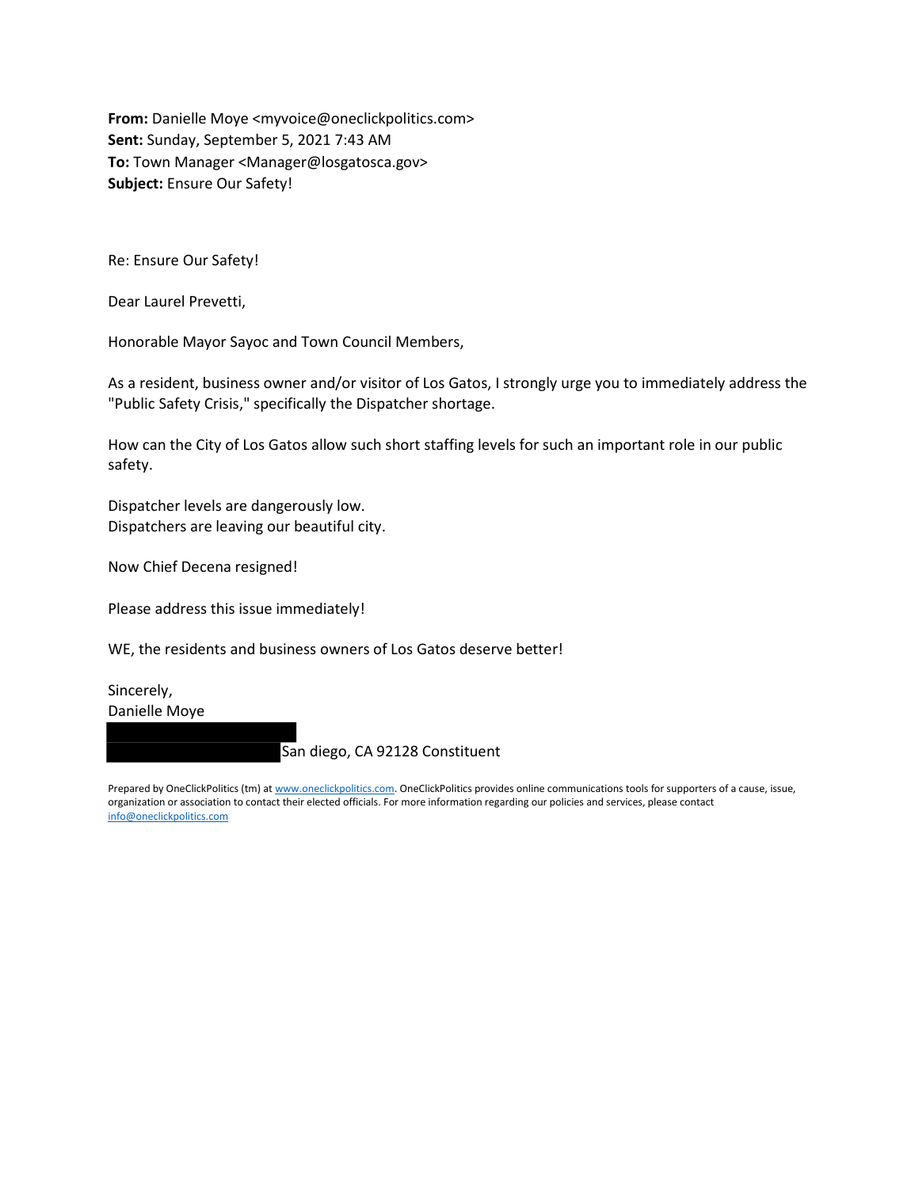**From:** Danielle Moye <myvoice@oneclickpolitics.com>
**Sent:** Sunday, September 5, 2021 7:43 AM
**To:** Town Manager <Manager@losgatosca.gov>
**Subject:** Ensure Our Safety!

Re: Ensure Our Safety!

Dear Laurel Prevetti,

Honorable Mayor Sayoc and Town Council Members,

As a resident, business owner and/or visitor of Los Gatos, I strongly urge you to immediately address the "Public Safety Crisis," specifically the Dispatcher shortage.

How can the City of Los Gatos allow such short staffing levels for such an important role in our public safety.

Dispatcher levels are dangerously low.
Dispatchers are leaving our beautiful city.

Now Chief Decena resigned!

Please address this issue immediately!

WE, the residents and business owners of Los Gatos deserve better!

Sincerely,
Danielle Moye
[REDACTED]
[REDACTED] San diego, CA 92128 Constituent

Prepared by OneClickPolitics (tm) at www.oneclickpolitics.com. OneClickPolitics provides online communications tools for supporters of a cause, issue, organization or association to contact their elected officials. For more information regarding our policies and services, please contact info@oneclickpolitics.com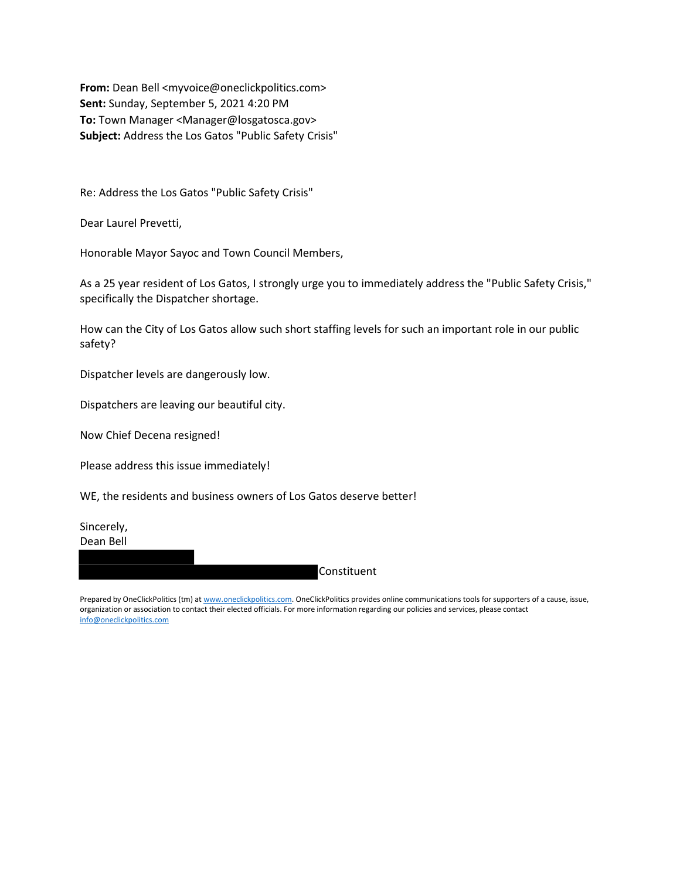**From:** Dean Bell <myvoice@oneclickpolitics.com>
**Sent:** Sunday, September 5, 2021 4:20 PM
**To:** Town Manager <Manager@losgatosca.gov>
**Subject:** Address the Los Gatos "Public Safety Crisis"

Re: Address the Los Gatos "Public Safety Crisis"

Dear Laurel Prevetti,

Honorable Mayor Sayoc and Town Council Members,

As a 25 year resident of Los Gatos, I strongly urge you to immediately address the "Public Safety Crisis," specifically the Dispatcher shortage.

How can the City of Los Gatos allow such short staffing levels for such an important role in our public safety?

Dispatcher levels are dangerously low.

Dispatchers are leaving our beautiful city.

Now Chief Decena resigned!

Please address this issue immediately!

WE, the residents and business owners of Los Gatos deserve better!

Sincerely,
Dean Bell

Constituent

Prepared by OneClickPolitics (tm) at www.oneclickpolitics.com. OneClickPolitics provides online communications tools for supporters of a cause, issue, organization or association to contact their elected officials. For more information regarding our policies and services, please contact info@oneclickpolitics.com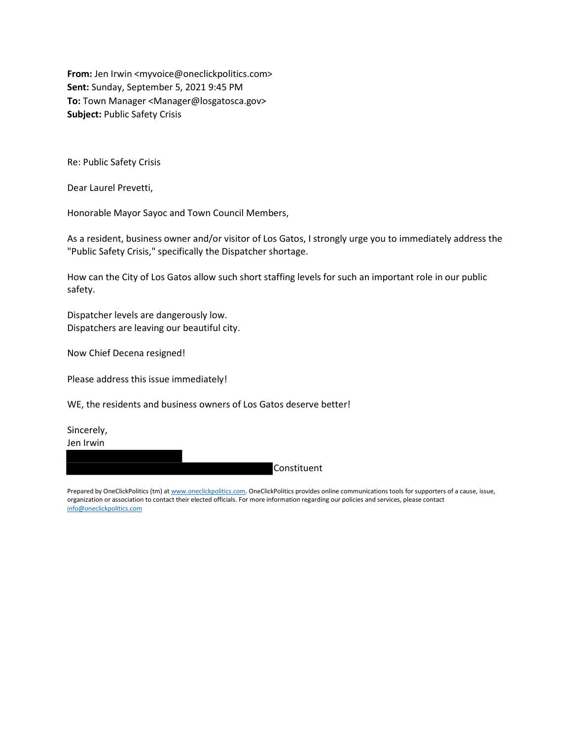**From:** Jen Irwin <myvoice@oneclickpolitics.com>
**Sent:** Sunday, September 5, 2021 9:45 PM
**To:** Town Manager <Manager@losgatosca.gov>
**Subject:** Public Safety Crisis

Re: Public Safety Crisis

Dear Laurel Prevetti,

Honorable Mayor Sayoc and Town Council Members,

As a resident, business owner and/or visitor of Los Gatos, I strongly urge you to immediately address the "Public Safety Crisis," specifically the Dispatcher shortage.

How can the City of Los Gatos allow such short staffing levels for such an important role in our public safety.

Dispatcher levels are dangerously low.
Dispatchers are leaving our beautiful city.

Now Chief Decena resigned!

Please address this issue immediately!

WE, the residents and business owners of Los Gatos deserve better!

Sincerely,
Jen Irwin
[REDACTED]
[REDACTED] Constituent

Prepared by OneClickPolitics (tm) at www.oneclickpolitics.com. OneClickPolitics provides online communications tools for supporters of a cause, issue, organization or association to contact their elected officials. For more information regarding our policies and services, please contact info@oneclickpolitics.com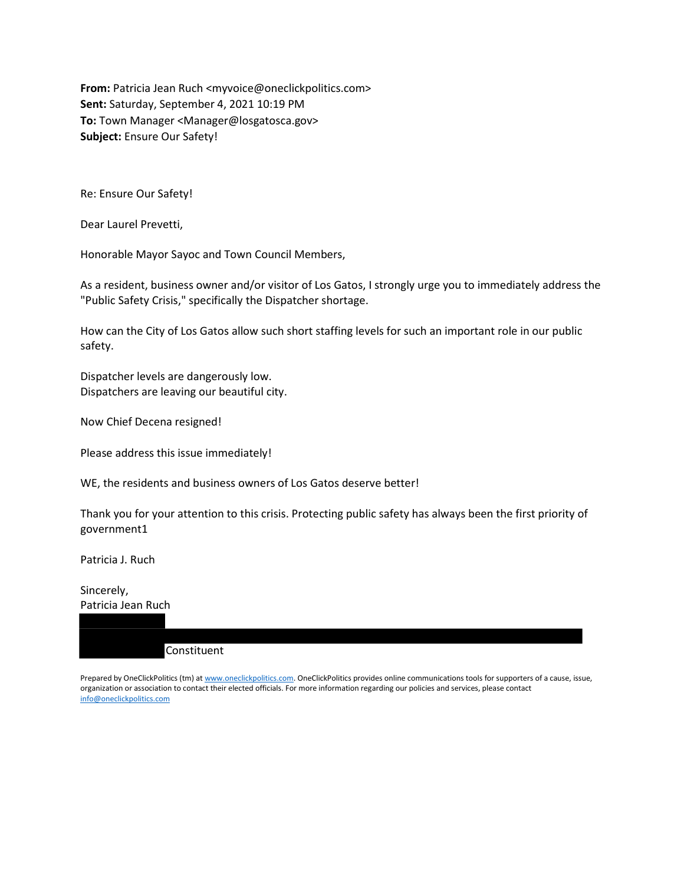**From:** Patricia Jean Ruch <myvoice@oneclickpolitics.com>
**Sent:** Saturday, September 4, 2021 10:19 PM
**To:** Town Manager <Manager@losgatosca.gov>
**Subject:** Ensure Our Safety!

Re: Ensure Our Safety!

Dear Laurel Prevetti,

Honorable Mayor Sayoc and Town Council Members,

As a resident, business owner and/or visitor of Los Gatos, I strongly urge you to immediately address the "Public Safety Crisis," specifically the Dispatcher shortage.

How can the City of Los Gatos allow such short staffing levels for such an important role in our public safety.

Dispatcher levels are dangerously low.
Dispatchers are leaving our beautiful city.

Now Chief Decena resigned!

Please address this issue immediately!

WE, the residents and business owners of Los Gatos deserve better!

Thank you for your attention to this crisis. Protecting public safety has always been the first priority of government1

Patricia J. Ruch

Sincerely,
Patricia Jean Ruch

Constituent

Prepared by OneClickPolitics (tm) at www.oneclickpolitics.com. OneClickPolitics provides online communications tools for supporters of a cause, issue, organization or association to contact their elected officials. For more information regarding our policies and services, please contact info@oneclickpolitics.com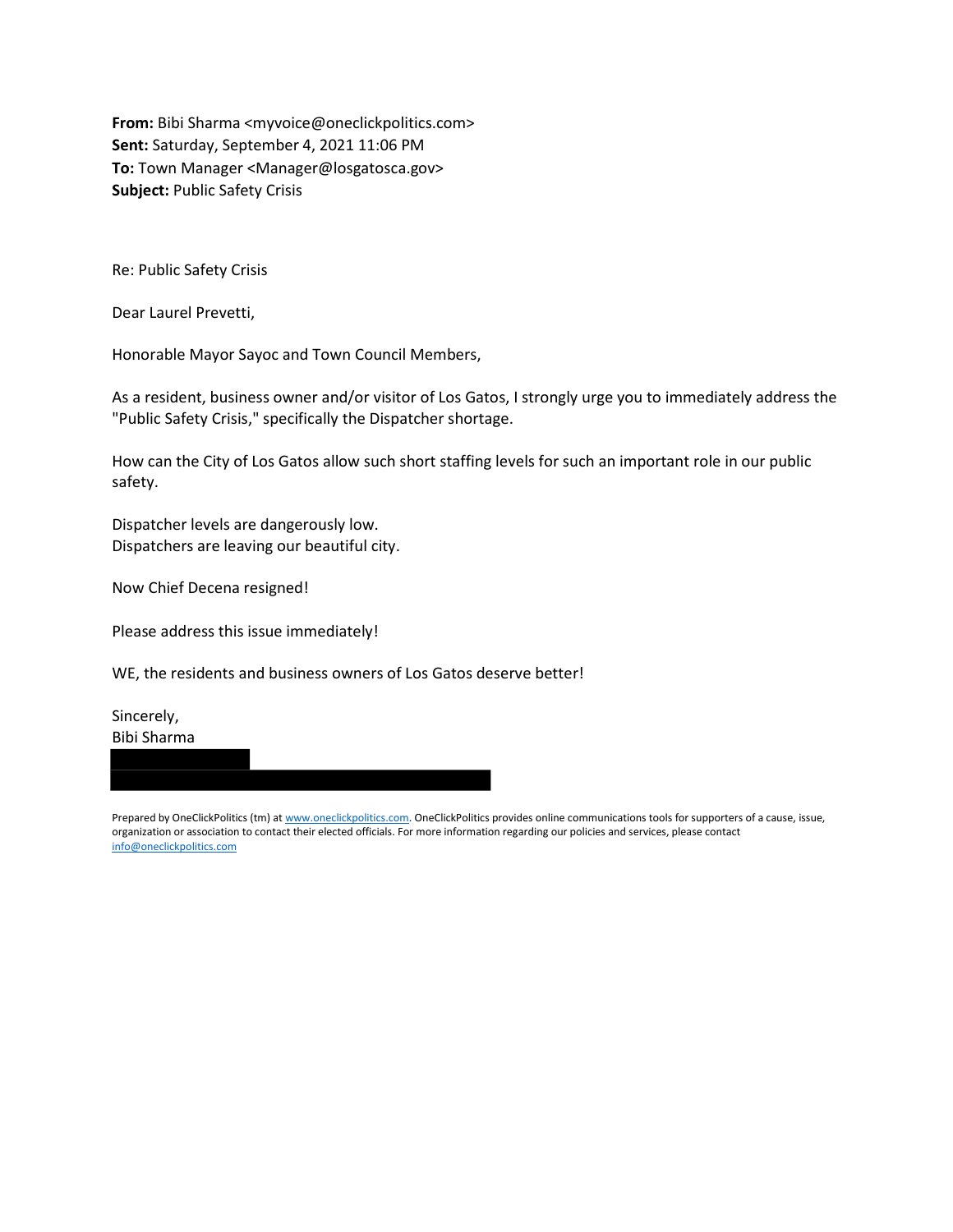**From:** Bibi Sharma <myvoice@oneclickpolitics.com>
**Sent:** Saturday, September 4, 2021 11:06 PM
**To:** Town Manager <Manager@losgatosca.gov>
**Subject:** Public Safety Crisis

Re: Public Safety Crisis

Dear Laurel Prevetti,

Honorable Mayor Sayoc and Town Council Members,

As a resident, business owner and/or visitor of Los Gatos, I strongly urge you to immediately address the "Public Safety Crisis," specifically the Dispatcher shortage.

How can the City of Los Gatos allow such short staffing levels for such an important role in our public safety.

Dispatcher levels are dangerously low.
Dispatchers are leaving our beautiful city.

Now Chief Decena resigned!

Please address this issue immediately!

WE, the residents and business owners of Los Gatos deserve better!

Sincerely,
Bibi Sharma

Prepared by OneClickPolitics (tm) at www.oneclickpolitics.com. OneClickPolitics provides online communications tools for supporters of a cause, issue, organization or association to contact their elected officials. For more information regarding our policies and services, please contact info@oneclickpolitics.com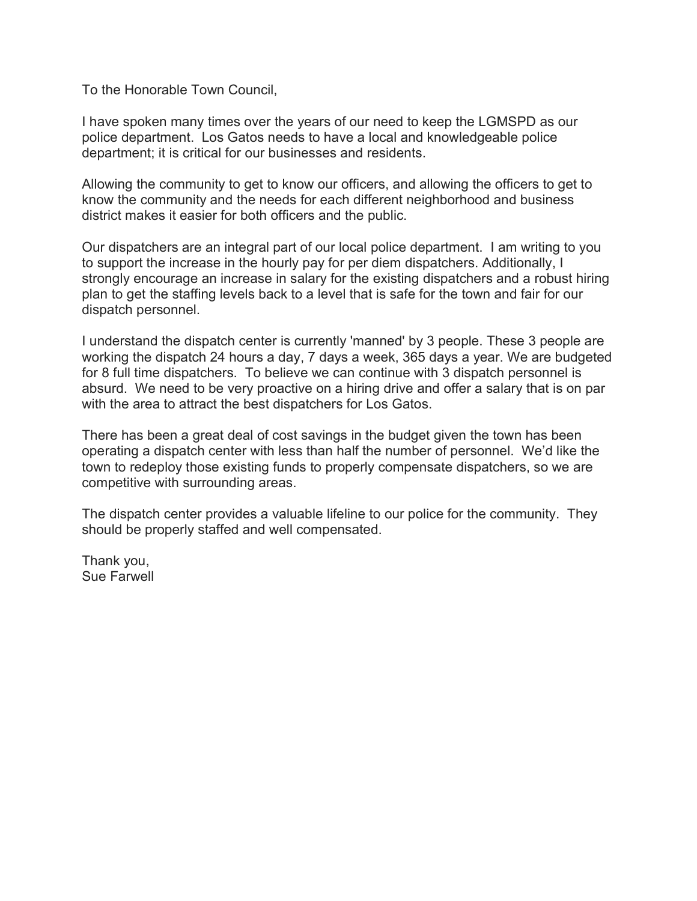To the Honorable Town Council,

I have spoken many times over the years of our need to keep the LGMSPD as our police department. Los Gatos needs to have a local and knowledgeable police department; it is critical for our businesses and residents.

Allowing the community to get to know our officers, and allowing the officers to get to know the community and the needs for each different neighborhood and business district makes it easier for both officers and the public.

Our dispatchers are an integral part of our local police department. I am writing to you to support the increase in the hourly pay for per diem dispatchers. Additionally, I strongly encourage an increase in salary for the existing dispatchers and a robust hiring plan to get the staffing levels back to a level that is safe for the town and fair for our dispatch personnel.

I understand the dispatch center is currently 'manned' by 3 people. These 3 people are working the dispatch 24 hours a day, 7 days a week, 365 days a year. We are budgeted for 8 full time dispatchers. To believe we can continue with 3 dispatch personnel is absurd. We need to be very proactive on a hiring drive and offer a salary that is on par with the area to attract the best dispatchers for Los Gatos.

There has been a great deal of cost savings in the budget given the town has been operating a dispatch center with less than half the number of personnel. We'd like the town to redeploy those existing funds to properly compensate dispatchers, so we are competitive with surrounding areas.

The dispatch center provides a valuable lifeline to our police for the community. They should be properly staffed and well compensated.

Thank you,  
Sue Farwell